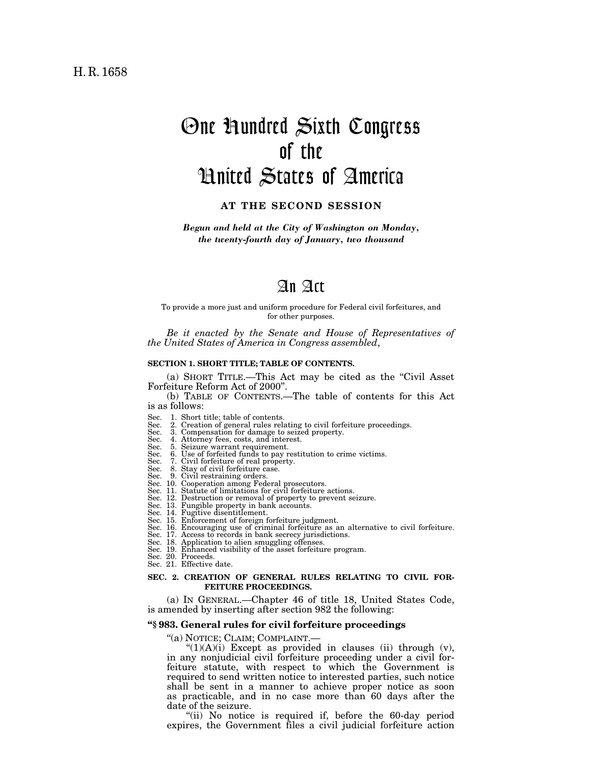H. R. 1658

# One Hundred Sixth Congress of the United States of America

**AT THE SECOND SESSION**

*Begun and held at the City of Washington on Monday, the twenty-fourth day of January, two thousand*

# An Act

To provide a more just and uniform procedure for Federal civil forfeitures, and for other purposes.

*Be it enacted by the Senate and House of Representatives of the United States of America in Congress assembled,*

### SECTION 1. SHORT TITLE; TABLE OF CONTENTS.

(a) SHORT TITLE.—This Act may be cited as the "Civil Asset Forfeiture Reform Act of 2000".

(b) TABLE OF CONTENTS.—The table of contents for this Act is as follows:

Sec. 1. Short title; table of contents.
Sec. 2. Creation of general rules relating to civil forfeiture proceedings.
Sec. 3. Compensation for damage to seized property.
Sec. 4. Attorney fees, costs, and interest.
Sec. 5. Seizure warrant requirement.
Sec. 6. Use of forfeited funds to pay restitution to crime victims.
Sec. 7. Civil forfeiture of real property.
Sec. 8. Stay of civil forfeiture case.
Sec. 9. Civil restraining orders.
Sec. 10. Cooperation among Federal prosecutors.
Sec. 11. Statute of limitations for civil forfeiture actions.
Sec. 12. Destruction or removal of property to prevent seizure.
Sec. 13. Fungible property in bank accounts.
Sec. 14. Fugitive disentitlement.
Sec. 15. Enforcement of foreign forfeiture judgment.
Sec. 16. Encouraging use of criminal forfeiture as an alternative to civil forfeiture.
Sec. 17. Access to records in bank secrecy jurisdictions.
Sec. 18. Application to alien smuggling offenses.
Sec. 19. Enhanced visibility of the asset forfeiture program.
Sec. 20. Proceeds.
Sec. 21. Effective date.

### SEC. 2. CREATION OF GENERAL RULES RELATING TO CIVIL FORFEITURE PROCEEDINGS.

(a) IN GENERAL.—Chapter 46 of title 18, United States Code, is amended by inserting after section 982 the following:

**"§ 983. General rules for civil forfeiture proceedings**

"(a) NOTICE; CLAIM; COMPLAINT.—

"(1)(A)(i) Except as provided in clauses (ii) through (v), in any nonjudicial civil forfeiture proceeding under a civil forfeiture statute, with respect to which the Government is required to send written notice to interested parties, such notice shall be sent in a manner to achieve proper notice as soon as practicable, and in no case more than 60 days after the date of the seizure.

"(ii) No notice is required if, before the 60-day period expires, the Government files a civil judicial forfeiture action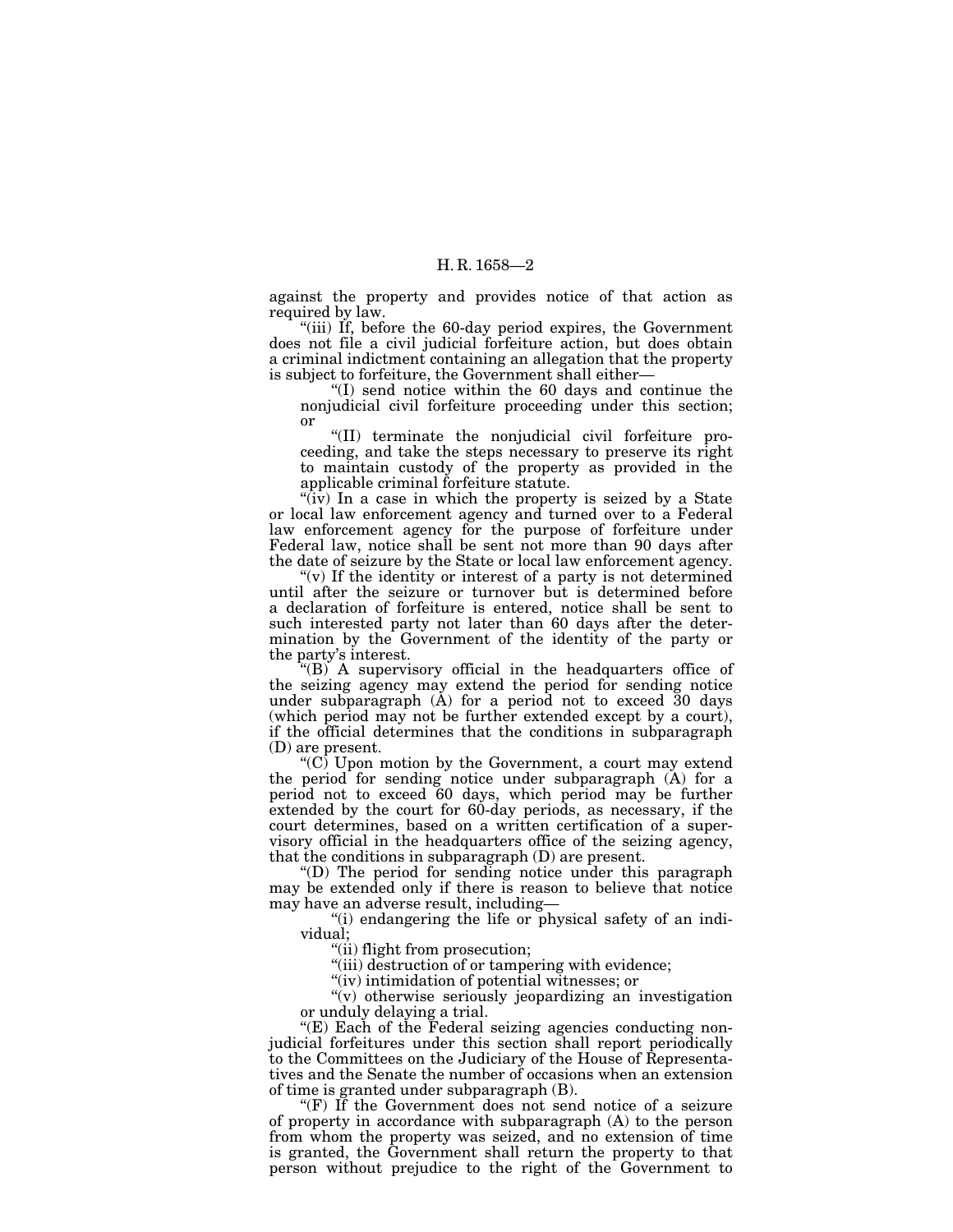against the property and provides notice of that action as required by law.

"(iii) If, before the 60-day period expires, the Government does not file a civil judicial forfeiture action, but does obtain a criminal indictment containing an allegation that the property is subject to forfeiture, the Government shall either—

"(I) send notice within the 60 days and continue the nonjudicial civil forfeiture proceeding under this section; or

"(II) terminate the nonjudicial civil forfeiture proceeding, and take the steps necessary to preserve its right to maintain custody of the property as provided in the applicable criminal forfeiture statute.

"(iv) In a case in which the property is seized by a State or local law enforcement agency and turned over to a Federal law enforcement agency for the purpose of forfeiture under Federal law, notice shall be sent not more than 90 days after the date of seizure by the State or local law enforcement agency.

"(v) If the identity or interest of a party is not determined until after the seizure or turnover but is determined before a declaration of forfeiture is entered, notice shall be sent to such interested party not later than 60 days after the determination by the Government of the identity of the party or the party's interest.

"(B) A supervisory official in the headquarters office of the seizing agency may extend the period for sending notice under subparagraph (A) for a period not to exceed 30 days (which period may not be further extended except by a court), if the official determines that the conditions in subparagraph (D) are present.

"(C) Upon motion by the Government, a court may extend the period for sending notice under subparagraph (A) for a period not to exceed 60 days, which period may be further extended by the court for 60-day periods, as necessary, if the court determines, based on a written certification of a supervisory official in the headquarters office of the seizing agency, that the conditions in subparagraph (D) are present.

"(D) The period for sending notice under this paragraph may be extended only if there is reason to believe that notice may have an adverse result, including—

"(i) endangering the life or physical safety of an individual;

"(ii) flight from prosecution;

"(iii) destruction of or tampering with evidence;

"(iv) intimidation of potential witnesses; or

"(v) otherwise seriously jeopardizing an investigation or unduly delaying a trial.

"(E) Each of the Federal seizing agencies conducting nonjudicial forfeitures under this section shall report periodically to the Committees on the Judiciary of the House of Representatives and the Senate the number of occasions when an extension of time is granted under subparagraph (B).

"(F) If the Government does not send notice of a seizure of property in accordance with subparagraph (A) to the person from whom the property was seized, and no extension of time is granted, the Government shall return the property to that person without prejudice to the right of the Government to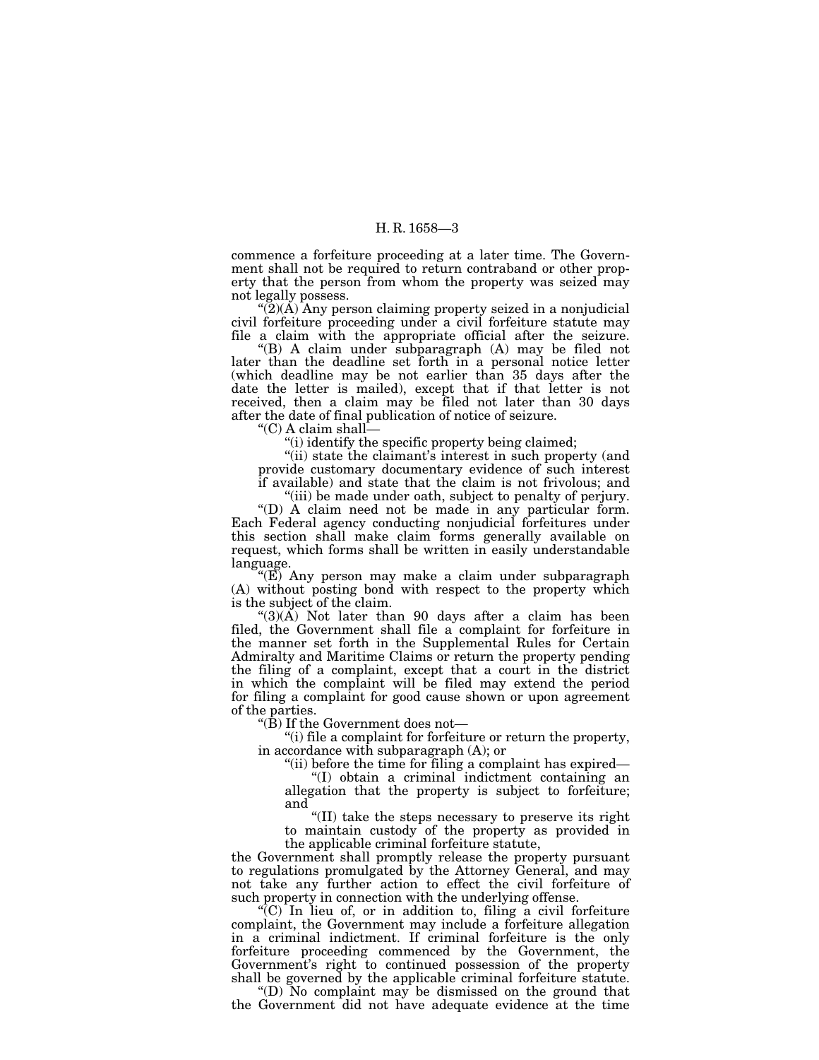commence a forfeiture proceeding at a later time. The Government shall not be required to return contraband or other property that the person from whom the property was seized may not legally possess.

"(2)(A) Any person claiming property seized in a nonjudicial civil forfeiture proceeding under a civil forfeiture statute may file a claim with the appropriate official after the seizure.

"(B) A claim under subparagraph (A) may be filed not later than the deadline set forth in a personal notice letter (which deadline may be not earlier than 35 days after the date the letter is mailed), except that if that letter is not received, then a claim may be filed not later than 30 days after the date of final publication of notice of seizure.

"(C) A claim shall—

"(i) identify the specific property being claimed;

"(ii) state the claimant's interest in such property (and provide customary documentary evidence of such interest if available) and state that the claim is not frivolous; and

"(iii) be made under oath, subject to penalty of perjury.

"(D) A claim need not be made in any particular form. Each Federal agency conducting nonjudicial forfeitures under this section shall make claim forms generally available on request, which forms shall be written in easily understandable language.

"(E) Any person may make a claim under subparagraph (A) without posting bond with respect to the property which is the subject of the claim.

"(3)(A) Not later than 90 days after a claim has been filed, the Government shall file a complaint for forfeiture in the manner set forth in the Supplemental Rules for Certain Admiralty and Maritime Claims or return the property pending the filing of a complaint, except that a court in the district in which the complaint will be filed may extend the period for filing a complaint for good cause shown or upon agreement of the parties.

"(B) If the Government does not—

"(i) file a complaint for forfeiture or return the property, in accordance with subparagraph (A); or

"(ii) before the time for filing a complaint has expired—

"(I) obtain a criminal indictment containing an allegation that the property is subject to forfeiture; and

"(II) take the steps necessary to preserve its right to maintain custody of the property as provided in the applicable criminal forfeiture statute,

the Government shall promptly release the property pursuant to regulations promulgated by the Attorney General, and may not take any further action to effect the civil forfeiture of such property in connection with the underlying offense.

"(C) In lieu of, or in addition to, filing a civil forfeiture complaint, the Government may include a forfeiture allegation in a criminal indictment. If criminal forfeiture is the only forfeiture proceeding commenced by the Government, the Government's right to continued possession of the property shall be governed by the applicable criminal forfeiture statute.

"(D) No complaint may be dismissed on the ground that the Government did not have adequate evidence at the time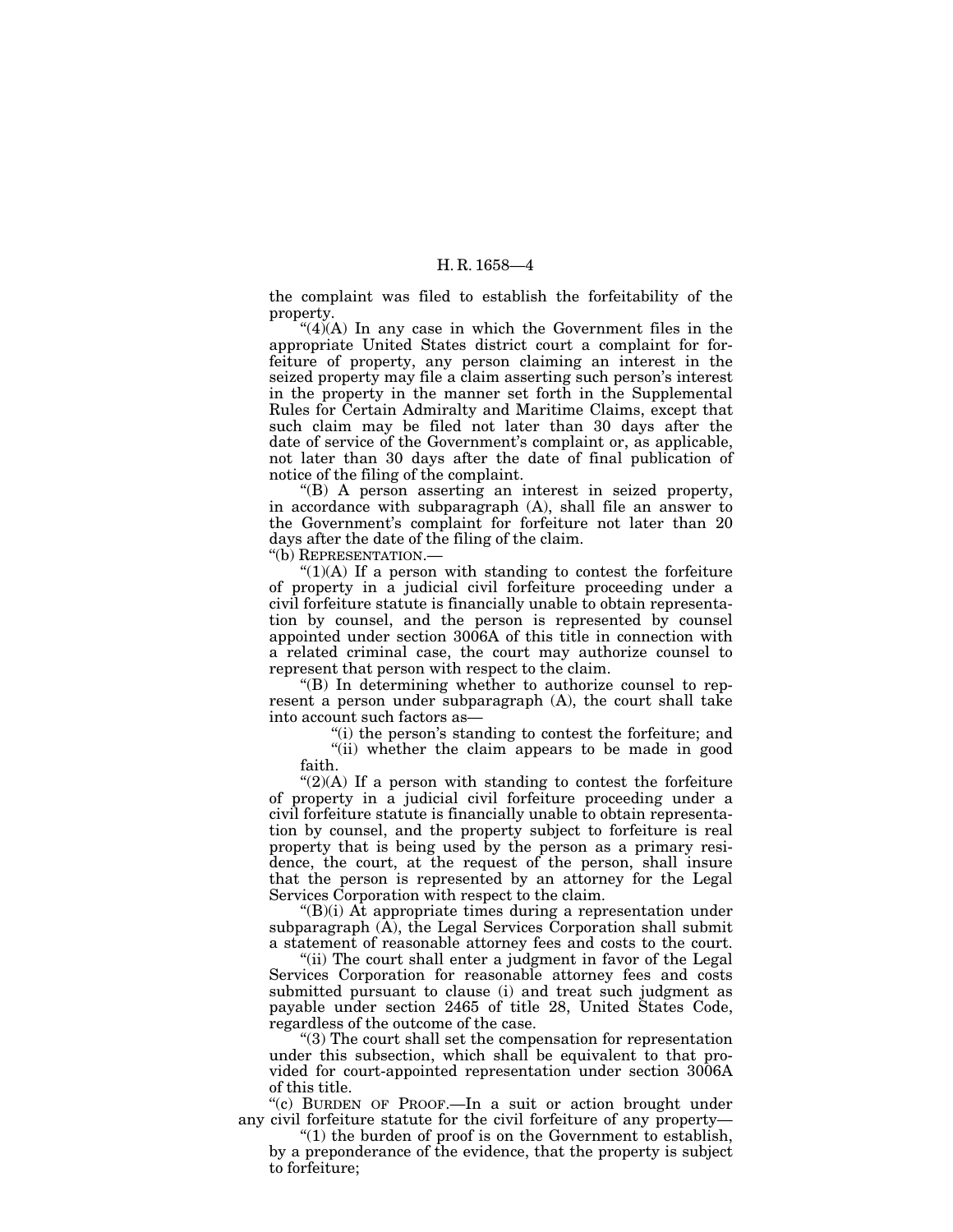the complaint was filed to establish the forfeitability of the property.

"(4)(A) In any case in which the Government files in the appropriate United States district court a complaint for forfeiture of property, any person claiming an interest in the seized property may file a claim asserting such person's interest in the property in the manner set forth in the Supplemental Rules for Certain Admiralty and Maritime Claims, except that such claim may be filed not later than 30 days after the date of service of the Government's complaint or, as applicable, not later than 30 days after the date of final publication of notice of the filing of the complaint.

"(B) A person asserting an interest in seized property, in accordance with subparagraph (A), shall file an answer to the Government's complaint for forfeiture not later than 20 days after the date of the filing of the claim.

"(b) REPRESENTATION.—

"(1)(A) If a person with standing to contest the forfeiture of property in a judicial civil forfeiture proceeding under a civil forfeiture statute is financially unable to obtain representation by counsel, and the person is represented by counsel appointed under section 3006A of this title in connection with a related criminal case, the court may authorize counsel to represent that person with respect to the claim.

"(B) In determining whether to authorize counsel to represent a person under subparagraph (A), the court shall take into account such factors as—

"(i) the person's standing to contest the forfeiture; and

"(ii) whether the claim appears to be made in good faith.

"(2)(A) If a person with standing to contest the forfeiture of property in a judicial civil forfeiture proceeding under a civil forfeiture statute is financially unable to obtain representation by counsel, and the property subject to forfeiture is real property that is being used by the person as a primary residence, the court, at the request of the person, shall insure that the person is represented by an attorney for the Legal Services Corporation with respect to the claim.

"(B)(i) At appropriate times during a representation under subparagraph (A), the Legal Services Corporation shall submit a statement of reasonable attorney fees and costs to the court.

"(ii) The court shall enter a judgment in favor of the Legal Services Corporation for reasonable attorney fees and costs submitted pursuant to clause (i) and treat such judgment as payable under section 2465 of title 28, United States Code, regardless of the outcome of the case.

"(3) The court shall set the compensation for representation under this subsection, which shall be equivalent to that provided for court-appointed representation under section 3006A of this title.

"(c) BURDEN OF PROOF.—In a suit or action brought under any civil forfeiture statute for the civil forfeiture of any property—

"(1) the burden of proof is on the Government to establish, by a preponderance of the evidence, that the property is subject to forfeiture;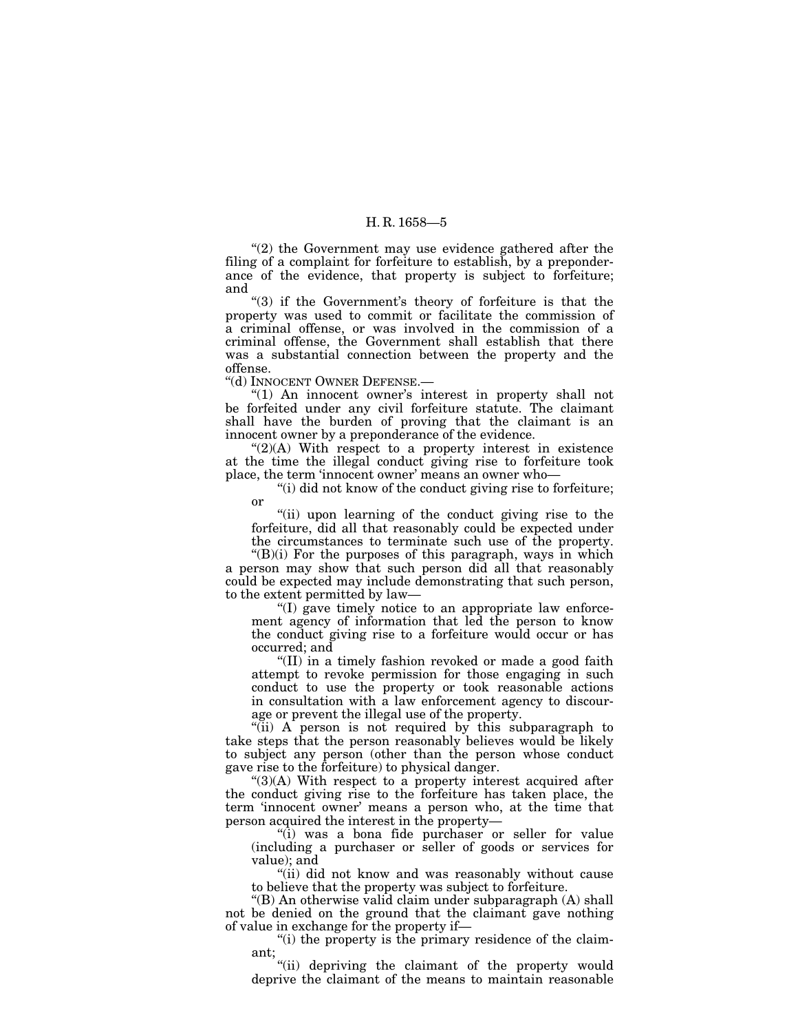"(2) the Government may use evidence gathered after the filing of a complaint for forfeiture to establish, by a preponderance of the evidence, that property is subject to forfeiture; and

"(3) if the Government's theory of forfeiture is that the property was used to commit or facilitate the commission of a criminal offense, or was involved in the commission of a criminal offense, the Government shall establish that there was a substantial connection between the property and the offense.

"(d) INNOCENT OWNER DEFENSE.—

"(1) An innocent owner's interest in property shall not be forfeited under any civil forfeiture statute. The claimant shall have the burden of proving that the claimant is an innocent owner by a preponderance of the evidence.

"(2)(A) With respect to a property interest in existence at the time the illegal conduct giving rise to forfeiture took place, the term 'innocent owner' means an owner who—

"(i) did not know of the conduct giving rise to forfeiture; or

"(ii) upon learning of the conduct giving rise to the forfeiture, did all that reasonably could be expected under the circumstances to terminate such use of the property.

"(B)(i) For the purposes of this paragraph, ways in which a person may show that such person did all that reasonably could be expected may include demonstrating that such person, to the extent permitted by law—

"(I) gave timely notice to an appropriate law enforcement agency of information that led the person to know the conduct giving rise to a forfeiture would occur or has occurred; and

"(II) in a timely fashion revoked or made a good faith attempt to revoke permission for those engaging in such conduct to use the property or took reasonable actions in consultation with a law enforcement agency to discourage or prevent the illegal use of the property.

"(ii) A person is not required by this subparagraph to take steps that the person reasonably believes would be likely to subject any person (other than the person whose conduct gave rise to the forfeiture) to physical danger.

"(3)(A) With respect to a property interest acquired after the conduct giving rise to the forfeiture has taken place, the term 'innocent owner' means a person who, at the time that person acquired the interest in the property—

"(i) was a bona fide purchaser or seller for value (including a purchaser or seller of goods or services for value); and

"(ii) did not know and was reasonably without cause to believe that the property was subject to forfeiture.

"(B) An otherwise valid claim under subparagraph (A) shall not be denied on the ground that the claimant gave nothing of value in exchange for the property if—

"(i) the property is the primary residence of the claimant;

"(ii) depriving the claimant of the property would deprive the claimant of the means to maintain reasonable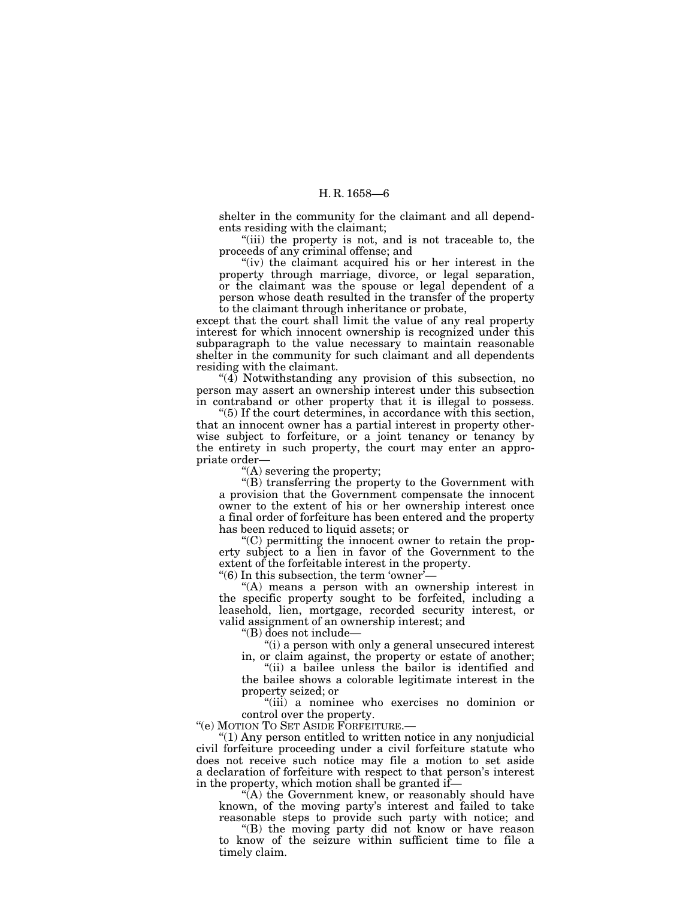shelter in the community for the claimant and all dependents residing with the claimant;

"(iii) the property is not, and is not traceable to, the proceeds of any criminal offense; and

"(iv) the claimant acquired his or her interest in the property through marriage, divorce, or legal separation, or the claimant was the spouse or legal dependent of a person whose death resulted in the transfer of the property to the claimant through inheritance or probate,

except that the court shall limit the value of any real property interest for which innocent ownership is recognized under this subparagraph to the value necessary to maintain reasonable shelter in the community for such claimant and all dependents residing with the claimant.

"(4) Notwithstanding any provision of this subsection, no person may assert an ownership interest under this subsection in contraband or other property that it is illegal to possess.

"(5) If the court determines, in accordance with this section, that an innocent owner has a partial interest in property otherwise subject to forfeiture, or a joint tenancy or tenancy by the entirety in such property, the court may enter an appropriate order—

"(A) severing the property;

"(B) transferring the property to the Government with a provision that the Government compensate the innocent owner to the extent of his or her ownership interest once a final order of forfeiture has been entered and the property has been reduced to liquid assets; or

"(C) permitting the innocent owner to retain the property subject to a lien in favor of the Government to the extent of the forfeitable interest in the property.

"(6) In this subsection, the term 'owner'—

"(A) means a person with an ownership interest in the specific property sought to be forfeited, including a leasehold, lien, mortgage, recorded security interest, or valid assignment of an ownership interest; and

"(B) does not include—

"(i) a person with only a general unsecured interest in, or claim against, the property or estate of another;

"(ii) a bailee unless the bailor is identified and the bailee shows a colorable legitimate interest in the property seized; or

"(iii) a nominee who exercises no dominion or control over the property.

"(e) MOTION TO SET ASIDE FORFEITURE.—

"(1) Any person entitled to written notice in any nonjudicial civil forfeiture proceeding under a civil forfeiture statute who does not receive such notice may file a motion to set aside a declaration of forfeiture with respect to that person's interest in the property, which motion shall be granted if—

"(A) the Government knew, or reasonably should have known, of the moving party's interest and failed to take reasonable steps to provide such party with notice; and

"(B) the moving party did not know or have reason to know of the seizure within sufficient time to file a timely claim.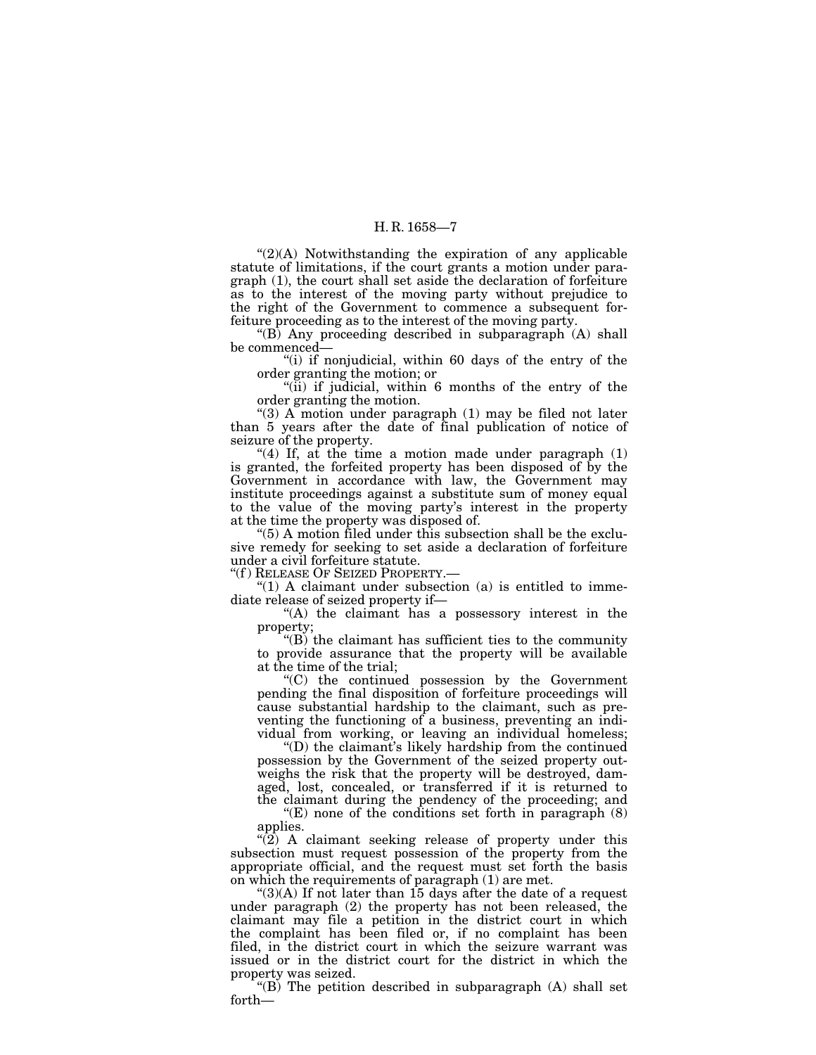"(2)(A) Notwithstanding the expiration of any applicable statute of limitations, if the court grants a motion under paragraph (1), the court shall set aside the declaration of forfeiture as to the interest of the moving party without prejudice to the right of the Government to commence a subsequent forfeiture proceeding as to the interest of the moving party.

"(B) Any proceeding described in subparagraph (A) shall be commenced—

"(i) if nonjudicial, within 60 days of the entry of the order granting the motion; or

"(ii) if judicial, within 6 months of the entry of the order granting the motion.

"(3) A motion under paragraph (1) may be filed not later than 5 years after the date of final publication of notice of seizure of the property.

"(4) If, at the time a motion made under paragraph (1) is granted, the forfeited property has been disposed of by the Government in accordance with law, the Government may institute proceedings against a substitute sum of money equal to the value of the moving party's interest in the property at the time the property was disposed of.

"(5) A motion filed under this subsection shall be the exclusive remedy for seeking to set aside a declaration of forfeiture under a civil forfeiture statute.

"(f) RELEASE OF SEIZED PROPERTY.—

"(1) A claimant under subsection (a) is entitled to immediate release of seized property if—

"(A) the claimant has a possessory interest in the property;

"(B) the claimant has sufficient ties to the community to provide assurance that the property will be available at the time of the trial;

"(C) the continued possession by the Government pending the final disposition of forfeiture proceedings will cause substantial hardship to the claimant, such as preventing the functioning of a business, preventing an individual from working, or leaving an individual homeless;

"(D) the claimant's likely hardship from the continued possession by the Government of the seized property outweighs the risk that the property will be destroyed, damaged, lost, concealed, or transferred if it is returned to the claimant during the pendency of the proceeding; and

"(E) none of the conditions set forth in paragraph (8) applies.

"(2) A claimant seeking release of property under this subsection must request possession of the property from the appropriate official, and the request must set forth the basis on which the requirements of paragraph (1) are met.

"(3)(A) If not later than 15 days after the date of a request under paragraph (2) the property has not been released, the claimant may file a petition in the district court in which the complaint has been filed or, if no complaint has been filed, in the district court in which the seizure warrant was issued or in the district court for the district in which the property was seized.

"(B) The petition described in subparagraph (A) shall set forth—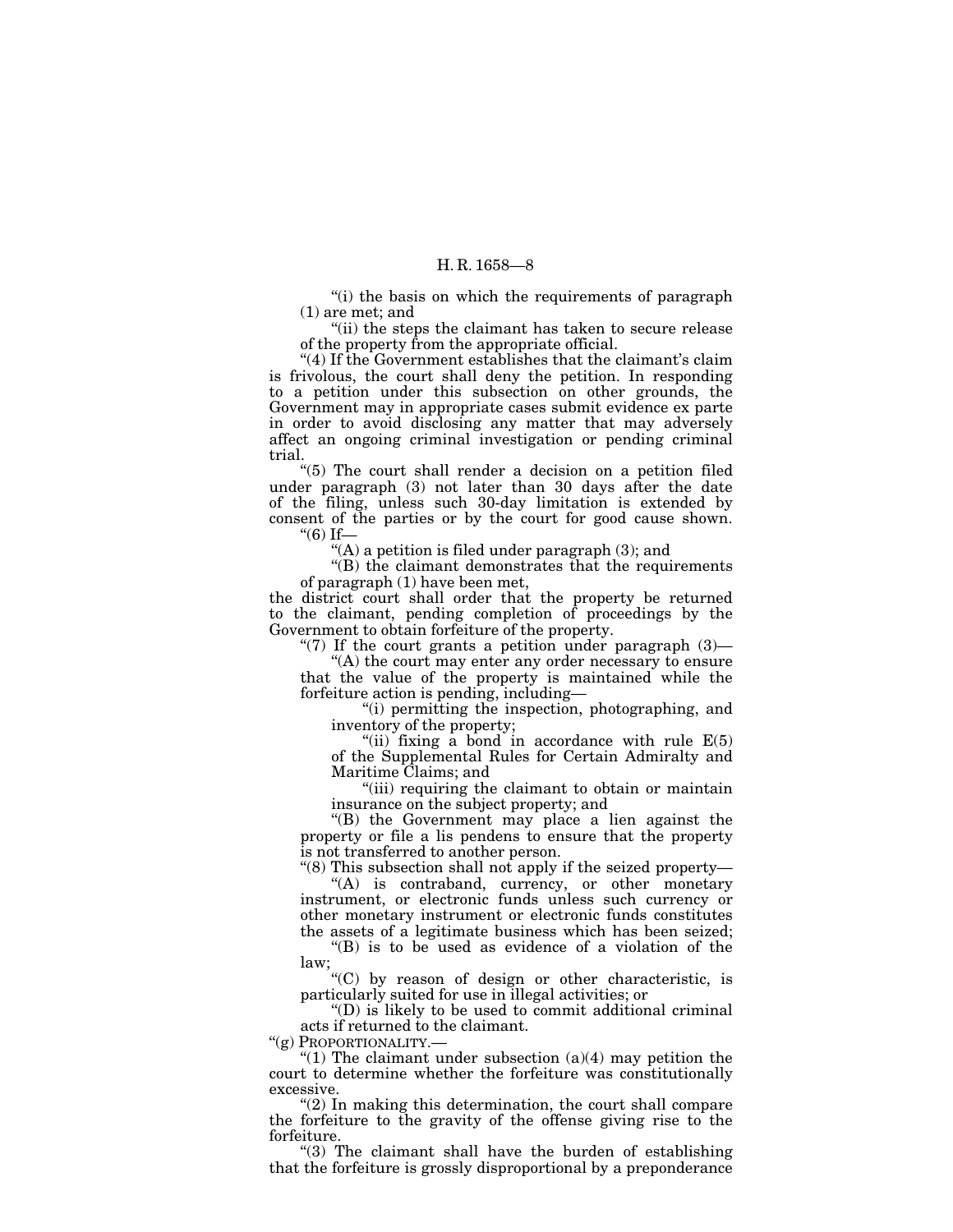"(i) the basis on which the requirements of paragraph (1) are met; and

"(ii) the steps the claimant has taken to secure release of the property from the appropriate official.

"(4) If the Government establishes that the claimant's claim is frivolous, the court shall deny the petition. In responding to a petition under this subsection on other grounds, the Government may in appropriate cases submit evidence ex parte in order to avoid disclosing any matter that may adversely affect an ongoing criminal investigation or pending criminal trial.

"(5) The court shall render a decision on a petition filed under paragraph (3) not later than 30 days after the date of the filing, unless such 30-day limitation is extended by consent of the parties or by the court for good cause shown.

"(6) If—

"(A) a petition is filed under paragraph (3); and

"(B) the claimant demonstrates that the requirements of paragraph (1) have been met,

the district court shall order that the property be returned to the claimant, pending completion of proceedings by the Government to obtain forfeiture of the property.

"(7) If the court grants a petition under paragraph (3)—

"(A) the court may enter any order necessary to ensure that the value of the property is maintained while the forfeiture action is pending, including—

"(i) permitting the inspection, photographing, and inventory of the property;

"(ii) fixing a bond in accordance with rule E(5) of the Supplemental Rules for Certain Admiralty and Maritime Claims; and

"(iii) requiring the claimant to obtain or maintain insurance on the subject property; and

"(B) the Government may place a lien against the property or file a lis pendens to ensure that the property is not transferred to another person.

"(8) This subsection shall not apply if the seized property—

"(A) is contraband, currency, or other monetary instrument, or electronic funds unless such currency or other monetary instrument or electronic funds constitutes the assets of a legitimate business which has been seized;

"(B) is to be used as evidence of a violation of the law;

"(C) by reason of design or other characteristic, is particularly suited for use in illegal activities; or

"(D) is likely to be used to commit additional criminal acts if returned to the claimant.

"(g) PROPORTIONALITY.—

"(1) The claimant under subsection (a)(4) may petition the court to determine whether the forfeiture was constitutionally excessive.

"(2) In making this determination, the court shall compare the forfeiture to the gravity of the offense giving rise to the forfeiture.

"(3) The claimant shall have the burden of establishing that the forfeiture is grossly disproportional by a preponderance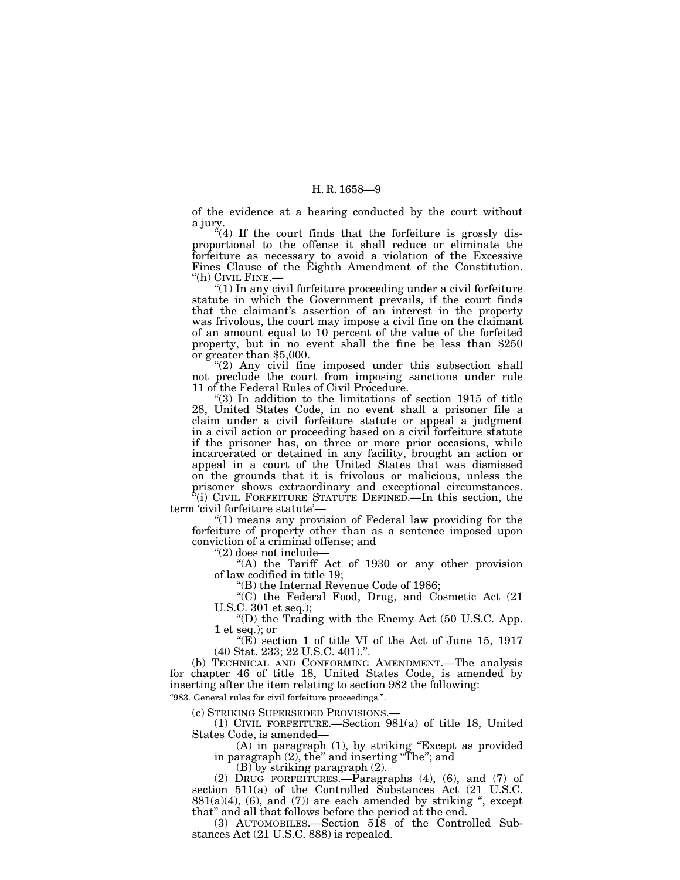of the evidence at a hearing conducted by the court without a jury.

"(4) If the court finds that the forfeiture is grossly disproportional to the offense it shall reduce or eliminate the forfeiture as necessary to avoid a violation of the Excessive Fines Clause of the Eighth Amendment of the Constitution.

"(h) CIVIL FINE.—

"(1) In any civil forfeiture proceeding under a civil forfeiture statute in which the Government prevails, if the court finds that the claimant's assertion of an interest in the property was frivolous, the court may impose a civil fine on the claimant of an amount equal to 10 percent of the value of the forfeited property, but in no event shall the fine be less than $250 or greater than $5,000.

"(2) Any civil fine imposed under this subsection shall not preclude the court from imposing sanctions under rule 11 of the Federal Rules of Civil Procedure.

"(3) In addition to the limitations of section 1915 of title 28, United States Code, in no event shall a prisoner file a claim under a civil forfeiture statute or appeal a judgment in a civil action or proceeding based on a civil forfeiture statute if the prisoner has, on three or more prior occasions, while incarcerated or detained in any facility, brought an action or appeal in a court of the United States that was dismissed on the grounds that it is frivolous or malicious, unless the prisoner shows extraordinary and exceptional circumstances.

"(i) CIVIL FORFEITURE STATUTE DEFINED.—In this section, the term 'civil forfeiture statute'—

"(1) means any provision of Federal law providing for the forfeiture of property other than as a sentence imposed upon conviction of a criminal offense; and

"(2) does not include—

"(A) the Tariff Act of 1930 or any other provision of law codified in title 19;

"(B) the Internal Revenue Code of 1986;

"(C) the Federal Food, Drug, and Cosmetic Act (21 U.S.C. 301 et seq.);

"(D) the Trading with the Enemy Act (50 U.S.C. App. 1 et seq.); or

"(E) section 1 of title VI of the Act of June 15, 1917 (40 Stat. 233; 22 U.S.C. 401).".

(b) TECHNICAL AND CONFORMING AMENDMENT.—The analysis for chapter 46 of title 18, United States Code, is amended by inserting after the item relating to section 982 the following:

"983. General rules for civil forfeiture proceedings.".

(c) STRIKING SUPERSEDED PROVISIONS.—

(1) CIVIL FORFEITURE.—Section 981(a) of title 18, United States Code, is amended—

(A) in paragraph (1), by striking "Except as provided in paragraph (2), the" and inserting "The"; and

(B) by striking paragraph (2).

(2) DRUG FORFEITURES.—Paragraphs (4), (6), and (7) of section 511(a) of the Controlled Substances Act (21 U.S.C. 881(a)(4), (6), and (7)) are each amended by striking ", except that" and all that follows before the period at the end.

(3) AUTOMOBILES.—Section 518 of the Controlled Substances Act (21 U.S.C. 888) is repealed.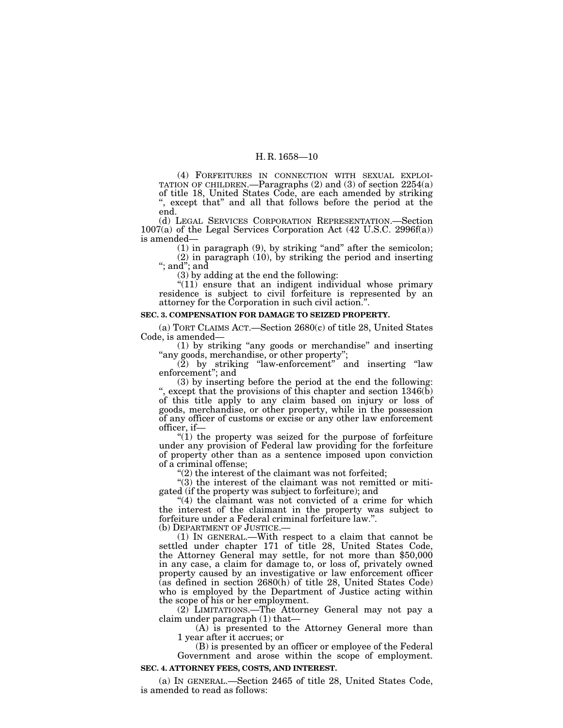(4) FORFEITURES IN CONNECTION WITH SEXUAL EXPLOITATION OF CHILDREN.—Paragraphs (2) and (3) of section 2254(a) of title 18, United States Code, are each amended by striking ", except that" and all that follows before the period at the end.

(d) LEGAL SERVICES CORPORATION REPRESENTATION.—Section 1007(a) of the Legal Services Corporation Act (42 U.S.C. 2996f(a)) is amended—

(1) in paragraph (9), by striking "and" after the semicolon;

(2) in paragraph (10), by striking the period and inserting "; and"; and

(3) by adding at the end the following:

"(11) ensure that an indigent individual whose primary residence is subject to civil forfeiture is represented by an attorney for the Corporation in such civil action.".

**SEC. 3. COMPENSATION FOR DAMAGE TO SEIZED PROPERTY.**

(a) TORT CLAIMS ACT.—Section 2680(c) of title 28, United States Code, is amended—

(1) by striking "any goods or merchandise" and inserting "any goods, merchandise, or other property";

(2) by striking "law-enforcement" and inserting "law enforcement"; and

(3) by inserting before the period at the end the following: ", except that the provisions of this chapter and section 1346(b) of this title apply to any claim based on injury or loss of goods, merchandise, or other property, while in the possession of any officer of customs or excise or any other law enforcement officer, if—

"(1) the property was seized for the purpose of forfeiture under any provision of Federal law providing for the forfeiture of property other than as a sentence imposed upon conviction of a criminal offense;

"(2) the interest of the claimant was not forfeited;

"(3) the interest of the claimant was not remitted or mitigated (if the property was subject to forfeiture); and

"(4) the claimant was not convicted of a crime for which the interest of the claimant in the property was subject to forfeiture under a Federal criminal forfeiture law.".

(b) DEPARTMENT OF JUSTICE.—

(1) IN GENERAL.—With respect to a claim that cannot be settled under chapter 171 of title 28, United States Code, the Attorney General may settle, for not more than $50,000 in any case, a claim for damage to, or loss of, privately owned property caused by an investigative or law enforcement officer (as defined in section 2680(h) of title 28, United States Code) who is employed by the Department of Justice acting within the scope of his or her employment.

(2) LIMITATIONS.—The Attorney General may not pay a claim under paragraph (1) that—

(A) is presented to the Attorney General more than 1 year after it accrues; or

(B) is presented by an officer or employee of the Federal Government and arose within the scope of employment.

**SEC. 4. ATTORNEY FEES, COSTS, AND INTEREST.**

(a) IN GENERAL.—Section 2465 of title 28, United States Code, is amended to read as follows: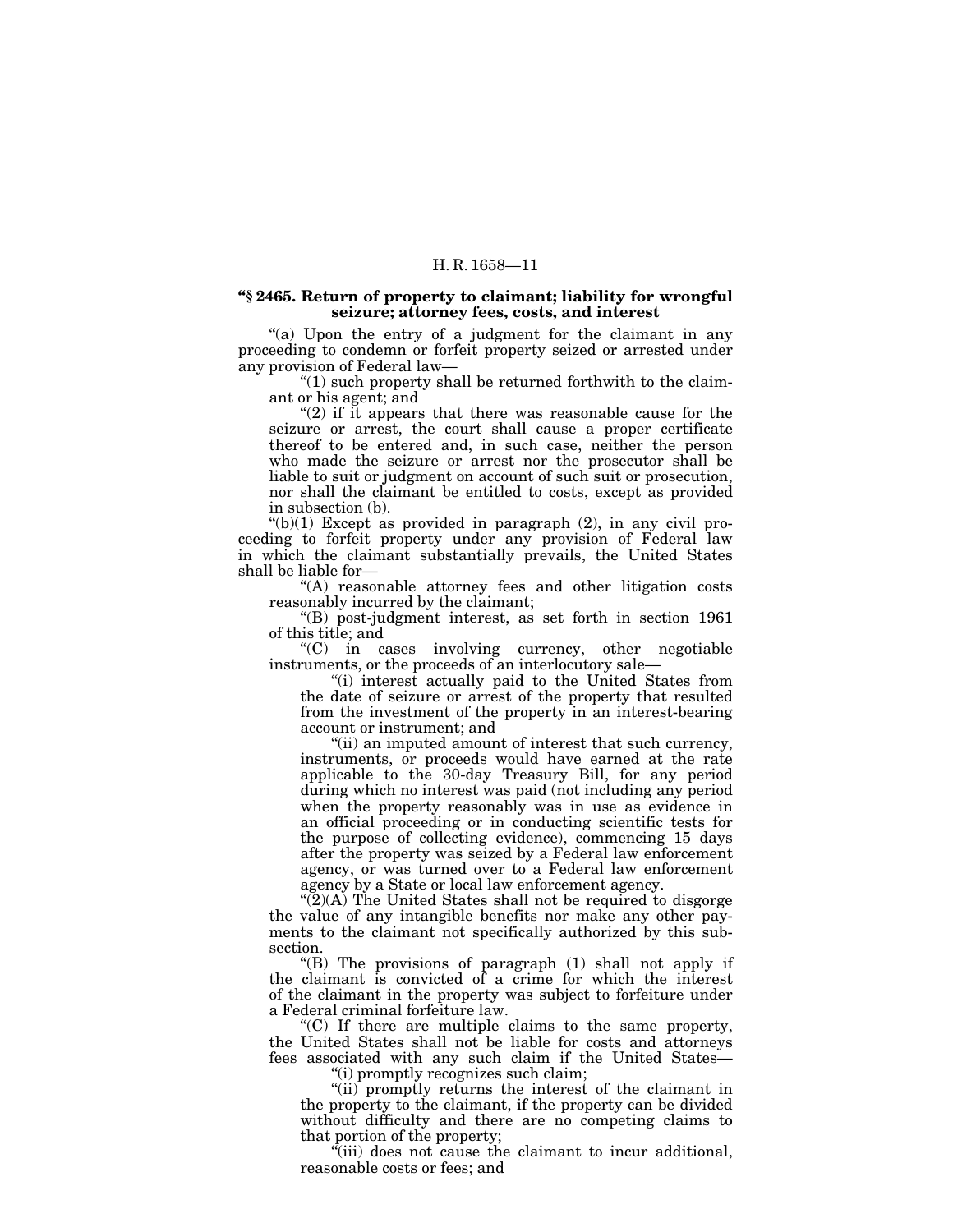**“§ 2465. Return of property to claimant; liability for wrongful seizure; attorney fees, costs, and interest**

“(a) Upon the entry of a judgment for the claimant in any proceeding to condemn or forfeit property seized or arrested under any provision of Federal law—

“(1) such property shall be returned forthwith to the claimant or his agent; and

“(2) if it appears that there was reasonable cause for the seizure or arrest, the court shall cause a proper certificate thereof to be entered and, in such case, neither the person who made the seizure or arrest nor the prosecutor shall be liable to suit or judgment on account of such suit or prosecution, nor shall the claimant be entitled to costs, except as provided in subsection (b).

“(b)(1) Except as provided in paragraph (2), in any civil proceeding to forfeit property under any provision of Federal law in which the claimant substantially prevails, the United States shall be liable for—

“(A) reasonable attorney fees and other litigation costs reasonably incurred by the claimant;

“(B) post-judgment interest, as set forth in section 1961 of this title; and

“(C) in cases involving currency, other negotiable instruments, or the proceeds of an interlocutory sale—

“(i) interest actually paid to the United States from the date of seizure or arrest of the property that resulted from the investment of the property in an interest-bearing account or instrument; and

“(ii) an imputed amount of interest that such currency, instruments, or proceeds would have earned at the rate applicable to the 30-day Treasury Bill, for any period during which no interest was paid (not including any period when the property reasonably was in use as evidence in an official proceeding or in conducting scientific tests for the purpose of collecting evidence), commencing 15 days after the property was seized by a Federal law enforcement agency, or was turned over to a Federal law enforcement agency by a State or local law enforcement agency.

“(2)(A) The United States shall not be required to disgorge the value of any intangible benefits nor make any other payments to the claimant not specifically authorized by this subsection.

“(B) The provisions of paragraph (1) shall not apply if the claimant is convicted of a crime for which the interest of the claimant in the property was subject to forfeiture under a Federal criminal forfeiture law.

“(C) If there are multiple claims to the same property, the United States shall not be liable for costs and attorneys fees associated with any such claim if the United States—

“(i) promptly recognizes such claim;

“(ii) promptly returns the interest of the claimant in the property to the claimant, if the property can be divided without difficulty and there are no competing claims to that portion of the property;

“(iii) does not cause the claimant to incur additional, reasonable costs or fees; and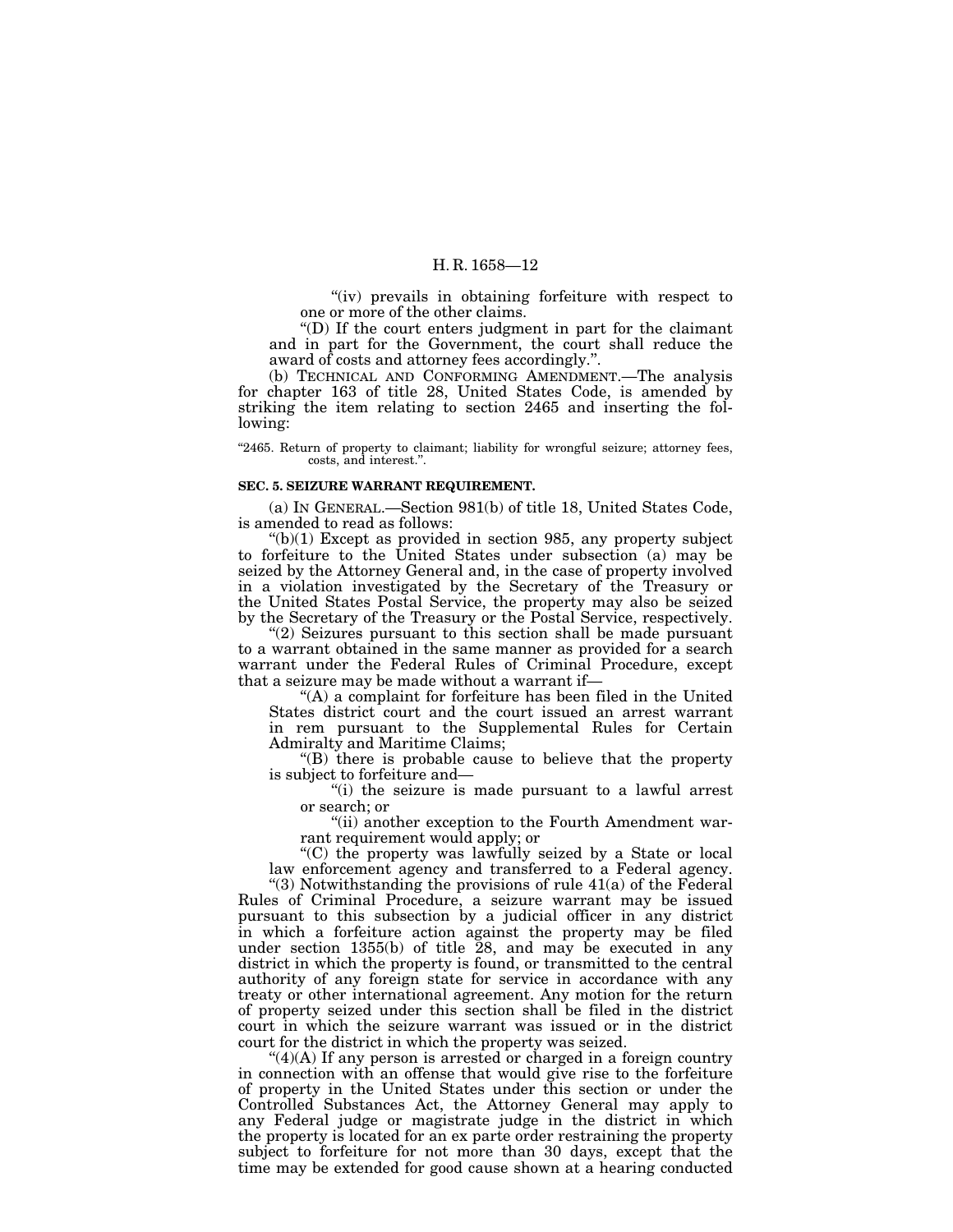"(iv) prevails in obtaining forfeiture with respect to one or more of the other claims.

"(D) If the court enters judgment in part for the claimant and in part for the Government, the court shall reduce the award of costs and attorney fees accordingly.".

(b) TECHNICAL AND CONFORMING AMENDMENT.—The analysis for chapter 163 of title 28, United States Code, is amended by striking the item relating to section 2465 and inserting the following:

"2465. Return of property to claimant; liability for wrongful seizure; attorney fees, costs, and interest.".

**SEC. 5. SEIZURE WARRANT REQUIREMENT.**

(a) IN GENERAL.—Section 981(b) of title 18, United States Code, is amended to read as follows:

"(b)(1) Except as provided in section 985, any property subject to forfeiture to the United States under subsection (a) may be seized by the Attorney General and, in the case of property involved in a violation investigated by the Secretary of the Treasury or the United States Postal Service, the property may also be seized by the Secretary of the Treasury or the Postal Service, respectively.

"(2) Seizures pursuant to this section shall be made pursuant to a warrant obtained in the same manner as provided for a search warrant under the Federal Rules of Criminal Procedure, except that a seizure may be made without a warrant if—

"(A) a complaint for forfeiture has been filed in the United States district court and the court issued an arrest warrant in rem pursuant to the Supplemental Rules for Certain Admiralty and Maritime Claims;

"(B) there is probable cause to believe that the property is subject to forfeiture and—

"(i) the seizure is made pursuant to a lawful arrest or search; or

"(ii) another exception to the Fourth Amendment warrant requirement would apply; or

"(C) the property was lawfully seized by a State or local law enforcement agency and transferred to a Federal agency.

"(3) Notwithstanding the provisions of rule 41(a) of the Federal Rules of Criminal Procedure, a seizure warrant may be issued pursuant to this subsection by a judicial officer in any district in which a forfeiture action against the property may be filed under section 1355(b) of title 28, and may be executed in any district in which the property is found, or transmitted to the central authority of any foreign state for service in accordance with any treaty or other international agreement. Any motion for the return of property seized under this section shall be filed in the district court in which the seizure warrant was issued or in the district court for the district in which the property was seized.

"(4)(A) If any person is arrested or charged in a foreign country in connection with an offense that would give rise to the forfeiture of property in the United States under this section or under the Controlled Substances Act, the Attorney General may apply to any Federal judge or magistrate judge in the district in which the property is located for an ex parte order restraining the property subject to forfeiture for not more than 30 days, except that the time may be extended for good cause shown at a hearing conducted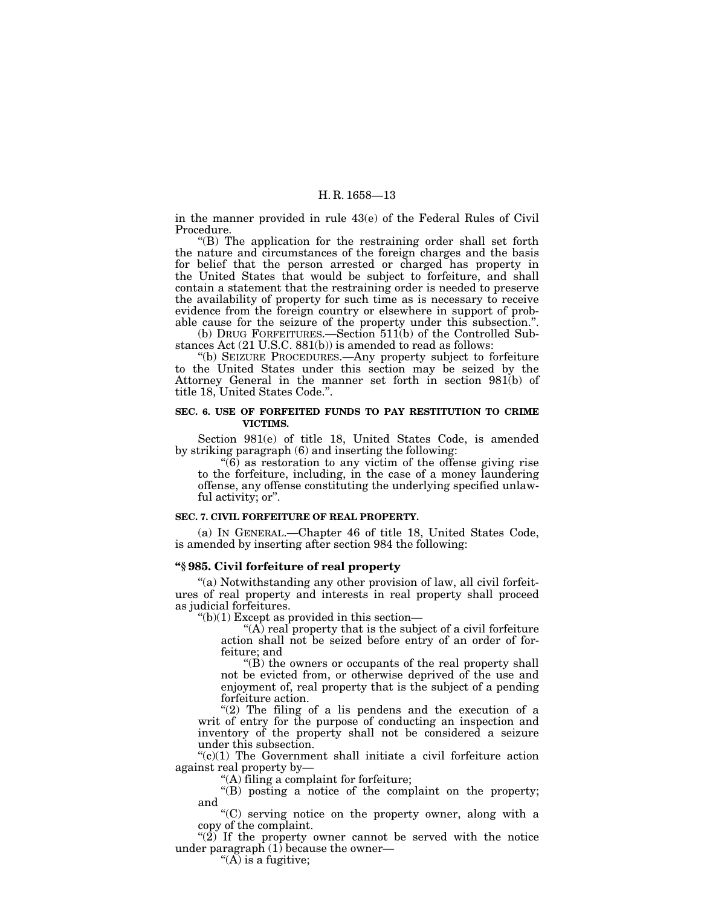in the manner provided in rule 43(e) of the Federal Rules of Civil Procedure.

"(B) The application for the restraining order shall set forth the nature and circumstances of the foreign charges and the basis for belief that the person arrested or charged has property in the United States that would be subject to forfeiture, and shall contain a statement that the restraining order is needed to preserve the availability of property for such time as is necessary to receive evidence from the foreign country or elsewhere in support of probable cause for the seizure of the property under this subsection.".

(b) DRUG FORFEITURES.—Section 511(b) of the Controlled Substances Act (21 U.S.C. 881(b)) is amended to read as follows:

"(b) SEIZURE PROCEDURES.—Any property subject to forfeiture to the United States under this section may be seized by the Attorney General in the manner set forth in section 981(b) of title 18, United States Code.".

**SEC. 6. USE OF FORFEITED FUNDS TO PAY RESTITUTION TO CRIME VICTIMS.**

Section 981(e) of title 18, United States Code, is amended by striking paragraph (6) and inserting the following:

"(6) as restoration to any victim of the offense giving rise to the forfeiture, including, in the case of a money laundering offense, any offense constituting the underlying specified unlawful activity; or".

**SEC. 7. CIVIL FORFEITURE OF REAL PROPERTY.**

(a) IN GENERAL.—Chapter 46 of title 18, United States Code, is amended by inserting after section 984 the following:

**"§ 985. Civil forfeiture of real property**

"(a) Notwithstanding any other provision of law, all civil forfeitures of real property and interests in real property shall proceed as judicial forfeitures.

"(b)(1) Except as provided in this section—

"(A) real property that is the subject of a civil forfeiture action shall not be seized before entry of an order of forfeiture; and

"(B) the owners or occupants of the real property shall not be evicted from, or otherwise deprived of the use and enjoyment of, real property that is the subject of a pending forfeiture action.

"(2) The filing of a lis pendens and the execution of a writ of entry for the purpose of conducting an inspection and inventory of the property shall not be considered a seizure under this subsection.

"(c)(1) The Government shall initiate a civil forfeiture action against real property by—

"(A) filing a complaint for forfeiture;

"(B) posting a notice of the complaint on the property; and

"(C) serving notice on the property owner, along with a copy of the complaint.

"(2) If the property owner cannot be served with the notice under paragraph (1) because the owner—

"(A) is a fugitive;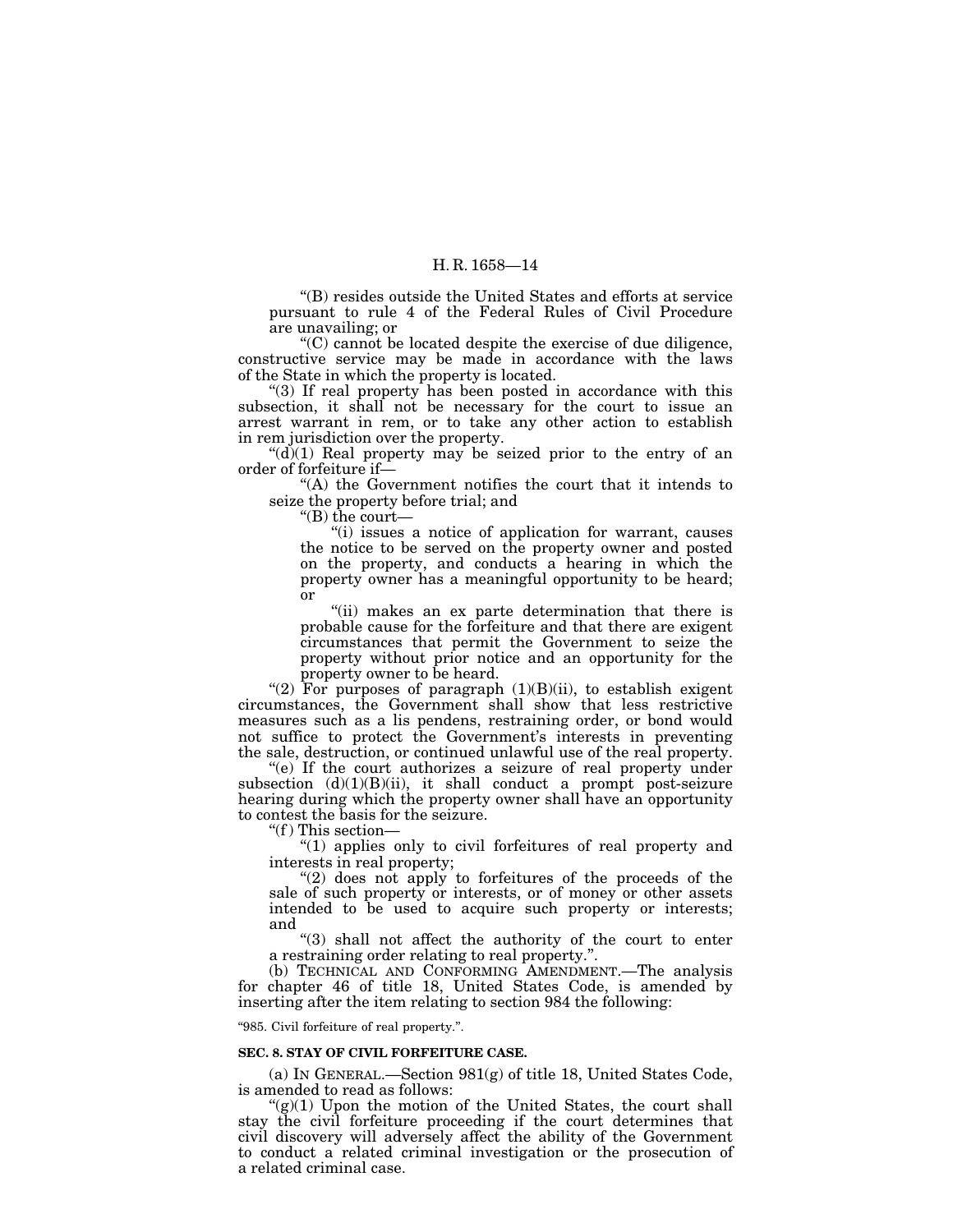"(B) resides outside the United States and efforts at service pursuant to rule 4 of the Federal Rules of Civil Procedure are unavailing; or

"(C) cannot be located despite the exercise of due diligence, constructive service may be made in accordance with the laws of the State in which the property is located.

"(3) If real property has been posted in accordance with this subsection, it shall not be necessary for the court to issue an arrest warrant in rem, or to take any other action to establish in rem jurisdiction over the property.

"(d)(1) Real property may be seized prior to the entry of an order of forfeiture if—

"(A) the Government notifies the court that it intends to seize the property before trial; and

"(B) the court—

"(i) issues a notice of application for warrant, causes the notice to be served on the property owner and posted on the property, and conducts a hearing in which the property owner has a meaningful opportunity to be heard; or

"(ii) makes an ex parte determination that there is probable cause for the forfeiture and that there are exigent circumstances that permit the Government to seize the property without prior notice and an opportunity for the property owner to be heard.

"(2) For purposes of paragraph (1)(B)(ii), to establish exigent circumstances, the Government shall show that less restrictive measures such as a lis pendens, restraining order, or bond would not suffice to protect the Government's interests in preventing the sale, destruction, or continued unlawful use of the real property.

"(e) If the court authorizes a seizure of real property under subsection (d)(1)(B)(ii), it shall conduct a prompt post-seizure hearing during which the property owner shall have an opportunity to contest the basis for the seizure.

"(f) This section—

"(1) applies only to civil forfeitures of real property and interests in real property;

"(2) does not apply to forfeitures of the proceeds of the sale of such property or interests, or of money or other assets intended to be used to acquire such property or interests; and

"(3) shall not affect the authority of the court to enter a restraining order relating to real property.".

(b) TECHNICAL AND CONFORMING AMENDMENT.—The analysis for chapter 46 of title 18, United States Code, is amended by inserting after the item relating to section 984 the following:

"985. Civil forfeiture of real property.".

**SEC. 8. STAY OF CIVIL FORFEITURE CASE.**

(a) IN GENERAL.—Section 981(g) of title 18, United States Code, is amended to read as follows:

"(g)(1) Upon the motion of the United States, the court shall stay the civil forfeiture proceeding if the court determines that civil discovery will adversely affect the ability of the Government to conduct a related criminal investigation or the prosecution of a related criminal case.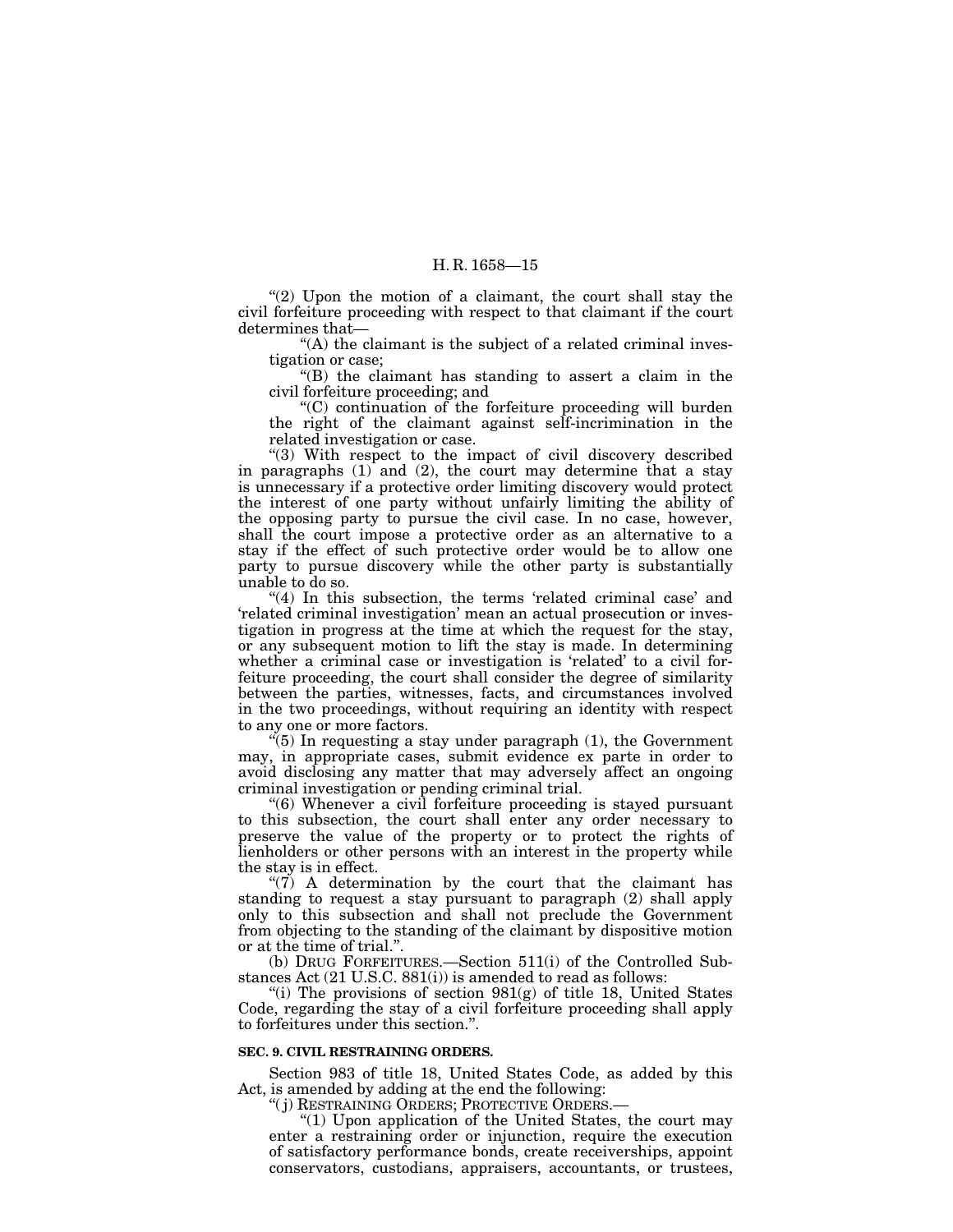"(2) Upon the motion of a claimant, the court shall stay the civil forfeiture proceeding with respect to that claimant if the court determines that—

"(A) the claimant is the subject of a related criminal investigation or case;

"(B) the claimant has standing to assert a claim in the civil forfeiture proceeding; and

"(C) continuation of the forfeiture proceeding will burden the right of the claimant against self-incrimination in the related investigation or case.

"(3) With respect to the impact of civil discovery described in paragraphs (1) and (2), the court may determine that a stay is unnecessary if a protective order limiting discovery would protect the interest of one party without unfairly limiting the ability of the opposing party to pursue the civil case. In no case, however, shall the court impose a protective order as an alternative to a stay if the effect of such protective order would be to allow one party to pursue discovery while the other party is substantially unable to do so.

"(4) In this subsection, the terms 'related criminal case' and 'related criminal investigation' mean an actual prosecution or investigation in progress at the time at which the request for the stay, or any subsequent motion to lift the stay is made. In determining whether a criminal case or investigation is 'related' to a civil forfeiture proceeding, the court shall consider the degree of similarity between the parties, witnesses, facts, and circumstances involved in the two proceedings, without requiring an identity with respect to any one or more factors.

"(5) In requesting a stay under paragraph (1), the Government may, in appropriate cases, submit evidence ex parte in order to avoid disclosing any matter that may adversely affect an ongoing criminal investigation or pending criminal trial.

"(6) Whenever a civil forfeiture proceeding is stayed pursuant to this subsection, the court shall enter any order necessary to preserve the value of the property or to protect the rights of lienholders or other persons with an interest in the property while the stay is in effect.

"(7) A determination by the court that the claimant has standing to request a stay pursuant to paragraph (2) shall apply only to this subsection and shall not preclude the Government from objecting to the standing of the claimant by dispositive motion or at the time of trial.".

(b) DRUG FORFEITURES.—Section 511(i) of the Controlled Substances Act (21 U.S.C. 881(i)) is amended to read as follows:

"(i) The provisions of section 981(g) of title 18, United States Code, regarding the stay of a civil forfeiture proceeding shall apply to forfeitures under this section.".

**SEC. 9. CIVIL RESTRAINING ORDERS.**

Section 983 of title 18, United States Code, as added by this Act, is amended by adding at the end the following:

"(j) RESTRAINING ORDERS; PROTECTIVE ORDERS.—

"(1) Upon application of the United States, the court may enter a restraining order or injunction, require the execution of satisfactory performance bonds, create receiverships, appoint conservators, custodians, appraisers, accountants, or trustees,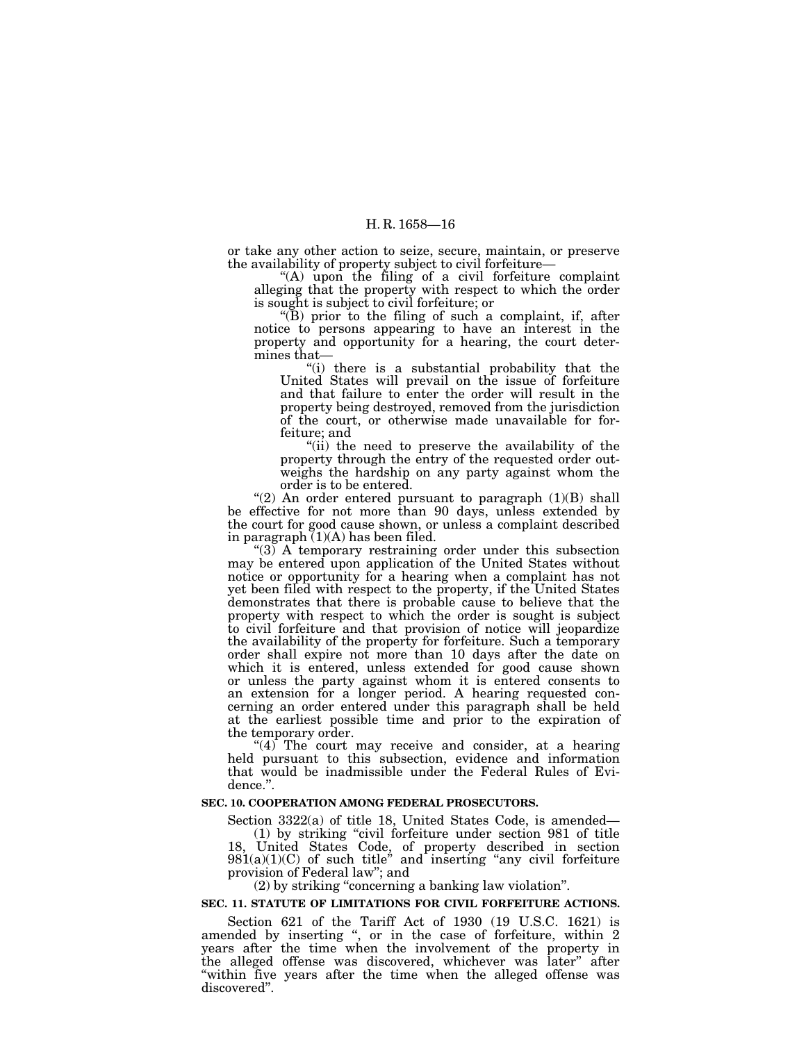or take any other action to seize, secure, maintain, or preserve the availability of property subject to civil forfeiture—

"(A) upon the filing of a civil forfeiture complaint alleging that the property with respect to which the order is sought is subject to civil forfeiture; or

"(B) prior to the filing of such a complaint, if, after notice to persons appearing to have an interest in the property and opportunity for a hearing, the court determines that—

"(i) there is a substantial probability that the United States will prevail on the issue of forfeiture and that failure to enter the order will result in the property being destroyed, removed from the jurisdiction of the court, or otherwise made unavailable for forfeiture; and

"(ii) the need to preserve the availability of the property through the entry of the requested order outweighs the hardship on any party against whom the order is to be entered.

"(2) An order entered pursuant to paragraph (1)(B) shall be effective for not more than 90 days, unless extended by the court for good cause shown, or unless a complaint described in paragraph (1)(A) has been filed.

"(3) A temporary restraining order under this subsection may be entered upon application of the United States without notice or opportunity for a hearing when a complaint has not yet been filed with respect to the property, if the United States demonstrates that there is probable cause to believe that the property with respect to which the order is sought is subject to civil forfeiture and that provision of notice will jeopardize the availability of the property for forfeiture. Such a temporary order shall expire not more than 10 days after the date on which it is entered, unless extended for good cause shown or unless the party against whom it is entered consents to an extension for a longer period. A hearing requested concerning an order entered under this paragraph shall be held at the earliest possible time and prior to the expiration of the temporary order.

"(4) The court may receive and consider, at a hearing held pursuant to this subsection, evidence and information that would be inadmissible under the Federal Rules of Evidence.".

**SEC. 10. COOPERATION AMONG FEDERAL PROSECUTORS.**

Section 3322(a) of title 18, United States Code, is amended—

(1) by striking "civil forfeiture under section 981 of title 18, United States Code, of property described in section 981(a)(1)(C) of such title" and inserting "any civil forfeiture provision of Federal law"; and

(2) by striking "concerning a banking law violation".

**SEC. 11. STATUTE OF LIMITATIONS FOR CIVIL FORFEITURE ACTIONS.**

Section 621 of the Tariff Act of 1930 (19 U.S.C. 1621) is amended by inserting ", or in the case of forfeiture, within 2 years after the time when the involvement of the property in the alleged offense was discovered, whichever was later" after "within five years after the time when the alleged offense was discovered".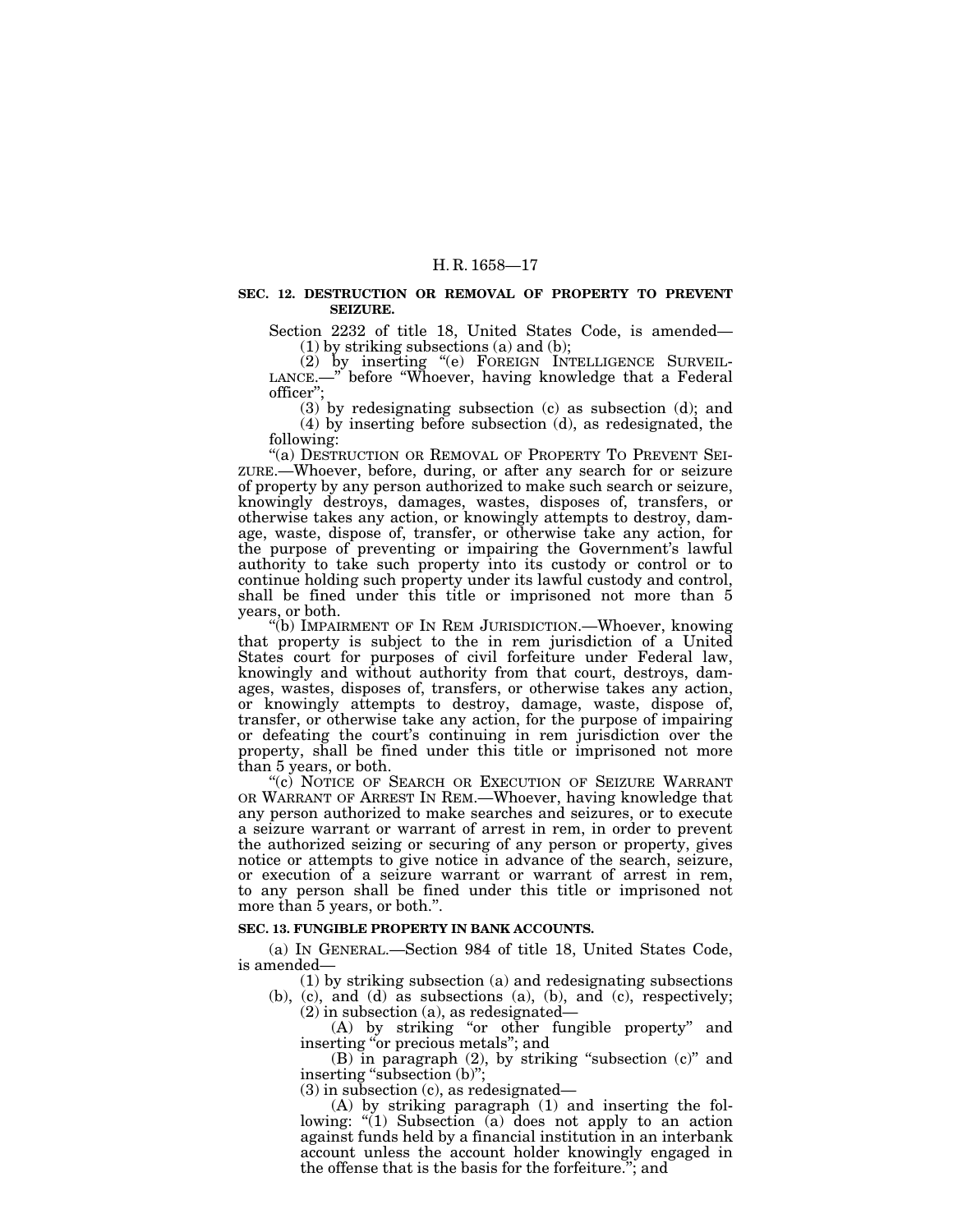**SEC. 12. DESTRUCTION OR REMOVAL OF PROPERTY TO PREVENT SEIZURE.**

Section 2232 of title 18, United States Code, is amended—

(1) by striking subsections (a) and (b);

(2) by inserting "(e) FOREIGN INTELLIGENCE SURVEILLANCE.—" before "Whoever, having knowledge that a Federal officer";

(3) by redesignating subsection (c) as subsection (d); and

(4) by inserting before subsection (d), as redesignated, the following:

"(a) DESTRUCTION OR REMOVAL OF PROPERTY TO PREVENT SEIZURE.—Whoever, before, during, or after any search for or seizure of property by any person authorized to make such search or seizure, knowingly destroys, damages, wastes, disposes of, transfers, or otherwise takes any action, or knowingly attempts to destroy, damage, waste, dispose of, transfer, or otherwise take any action, for the purpose of preventing or impairing the Government's lawful authority to take such property into its custody or control or to continue holding such property under its lawful custody and control, shall be fined under this title or imprisoned not more than 5 years, or both.

"(b) IMPAIRMENT OF IN REM JURISDICTION.—Whoever, knowing that property is subject to the in rem jurisdiction of a United States court for purposes of civil forfeiture under Federal law, knowingly and without authority from that court, destroys, damages, wastes, disposes of, transfers, or otherwise takes any action, or knowingly attempts to destroy, damage, waste, dispose of, transfer, or otherwise take any action, for the purpose of impairing or defeating the court's continuing in rem jurisdiction over the property, shall be fined under this title or imprisoned not more than 5 years, or both.

"(c) NOTICE OF SEARCH OR EXECUTION OF SEIZURE WARRANT OR WARRANT OF ARREST IN REM.—Whoever, having knowledge that any person authorized to make searches and seizures, or to execute a seizure warrant or warrant of arrest in rem, in order to prevent the authorized seizing or securing of any person or property, gives notice or attempts to give notice in advance of the search, seizure, or execution of a seizure warrant or warrant of arrest in rem, to any person shall be fined under this title or imprisoned not more than 5 years, or both.".

**SEC. 13. FUNGIBLE PROPERTY IN BANK ACCOUNTS.**

(a) IN GENERAL.—Section 984 of title 18, United States Code, is amended—

(1) by striking subsection (a) and redesignating subsections (b), (c), and (d) as subsections (a), (b), and (c), respectively;

(2) in subsection (a), as redesignated—

(A) by striking "or other fungible property" and inserting "or precious metals"; and

(B) in paragraph (2), by striking "subsection (c)" and inserting "subsection (b)";

(3) in subsection (c), as redesignated—

(A) by striking paragraph (1) and inserting the following: "(1) Subsection (a) does not apply to an action against funds held by a financial institution in an interbank account unless the account holder knowingly engaged in the offense that is the basis for the forfeiture."; and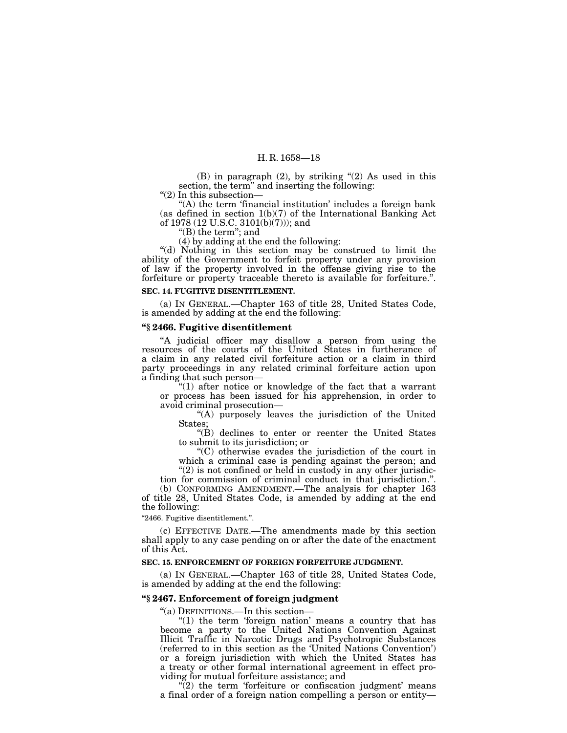(B) in paragraph (2), by striking "(2) As used in this section, the term" and inserting the following:

"(2) In this subsection—

"(A) the term 'financial institution' includes a foreign bank (as defined in section 1(b)(7) of the International Banking Act of 1978 (12 U.S.C. 3101(b)(7))); and

"(B) the term"; and

(4) by adding at the end the following:

"(d) Nothing in this section may be construed to limit the ability of the Government to forfeit property under any provision of law if the property involved in the offense giving rise to the forfeiture or property traceable thereto is available for forfeiture.".

**SEC. 14. FUGITIVE DISENTITLEMENT.**

(a) IN GENERAL.—Chapter 163 of title 28, United States Code, is amended by adding at the end the following:

### "§ 2466. Fugitive disentitlement

"A judicial officer may disallow a person from using the resources of the courts of the United States in furtherance of a claim in any related civil forfeiture action or a claim in third party proceedings in any related criminal forfeiture action upon a finding that such person—

"(1) after notice or knowledge of the fact that a warrant or process has been issued for his apprehension, in order to avoid criminal prosecution—

"(A) purposely leaves the jurisdiction of the United States;

"(B) declines to enter or reenter the United States to submit to its jurisdiction; or

"(C) otherwise evades the jurisdiction of the court in which a criminal case is pending against the person; and

"(2) is not confined or held in custody in any other jurisdiction for commission of criminal conduct in that jurisdiction.".

(b) CONFORMING AMENDMENT.—The analysis for chapter 163 of title 28, United States Code, is amended by adding at the end the following:

"2466. Fugitive disentitlement.".

(c) EFFECTIVE DATE.—The amendments made by this section shall apply to any case pending on or after the date of the enactment of this Act.

**SEC. 15. ENFORCEMENT OF FOREIGN FORFEITURE JUDGMENT.**

(a) IN GENERAL.—Chapter 163 of title 28, United States Code, is amended by adding at the end the following:

### "§ 2467. Enforcement of foreign judgment

"(a) DEFINITIONS.—In this section—

"(1) the term 'foreign nation' means a country that has become a party to the United Nations Convention Against Illicit Traffic in Narcotic Drugs and Psychotropic Substances (referred to in this section as the 'United Nations Convention') or a foreign jurisdiction with which the United States has a treaty or other formal international agreement in effect providing for mutual forfeiture assistance; and

"(2) the term 'forfeiture or confiscation judgment' means a final order of a foreign nation compelling a person or entity—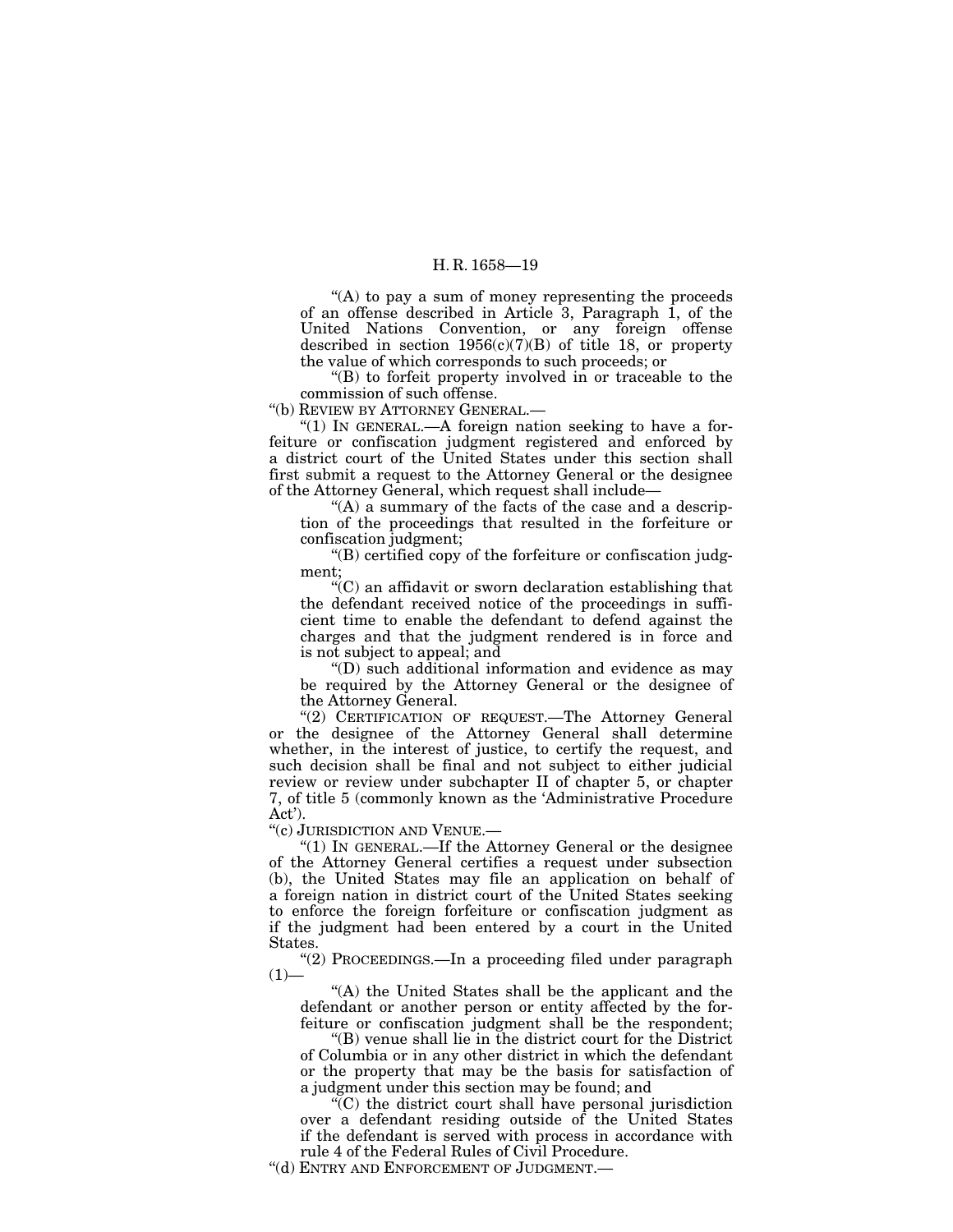"(A) to pay a sum of money representing the proceeds of an offense described in Article 3, Paragraph 1, of the United Nations Convention, or any foreign offense described in section 1956(c)(7)(B) of title 18, or property the value of which corresponds to such proceeds; or

"(B) to forfeit property involved in or traceable to the commission of such offense.

"(b) REVIEW BY ATTORNEY GENERAL.—

"(1) IN GENERAL.—A foreign nation seeking to have a forfeiture or confiscation judgment registered and enforced by a district court of the United States under this section shall first submit a request to the Attorney General or the designee of the Attorney General, which request shall include—

"(A) a summary of the facts of the case and a description of the proceedings that resulted in the forfeiture or confiscation judgment;

"(B) certified copy of the forfeiture or confiscation judgment;

"(C) an affidavit or sworn declaration establishing that the defendant received notice of the proceedings in sufficient time to enable the defendant to defend against the charges and that the judgment rendered is in force and is not subject to appeal; and

"(D) such additional information and evidence as may be required by the Attorney General or the designee of the Attorney General.

"(2) CERTIFICATION OF REQUEST.—The Attorney General or the designee of the Attorney General shall determine whether, in the interest of justice, to certify the request, and such decision shall be final and not subject to either judicial review or review under subchapter II of chapter 5, or chapter 7, of title 5 (commonly known as the 'Administrative Procedure Act').

"(c) JURISDICTION AND VENUE.—

"(1) IN GENERAL.—If the Attorney General or the designee of the Attorney General certifies a request under subsection (b), the United States may file an application on behalf of a foreign nation in district court of the United States seeking to enforce the foreign forfeiture or confiscation judgment as if the judgment had been entered by a court in the United States.

"(2) PROCEEDINGS.—In a proceeding filed under paragraph (1)—

"(A) the United States shall be the applicant and the defendant or another person or entity affected by the forfeiture or confiscation judgment shall be the respondent;

"(B) venue shall lie in the district court for the District of Columbia or in any other district in which the defendant or the property that may be the basis for satisfaction of a judgment under this section may be found; and

"(C) the district court shall have personal jurisdiction over a defendant residing outside of the United States if the defendant is served with process in accordance with rule 4 of the Federal Rules of Civil Procedure.

"(d) ENTRY AND ENFORCEMENT OF JUDGMENT.—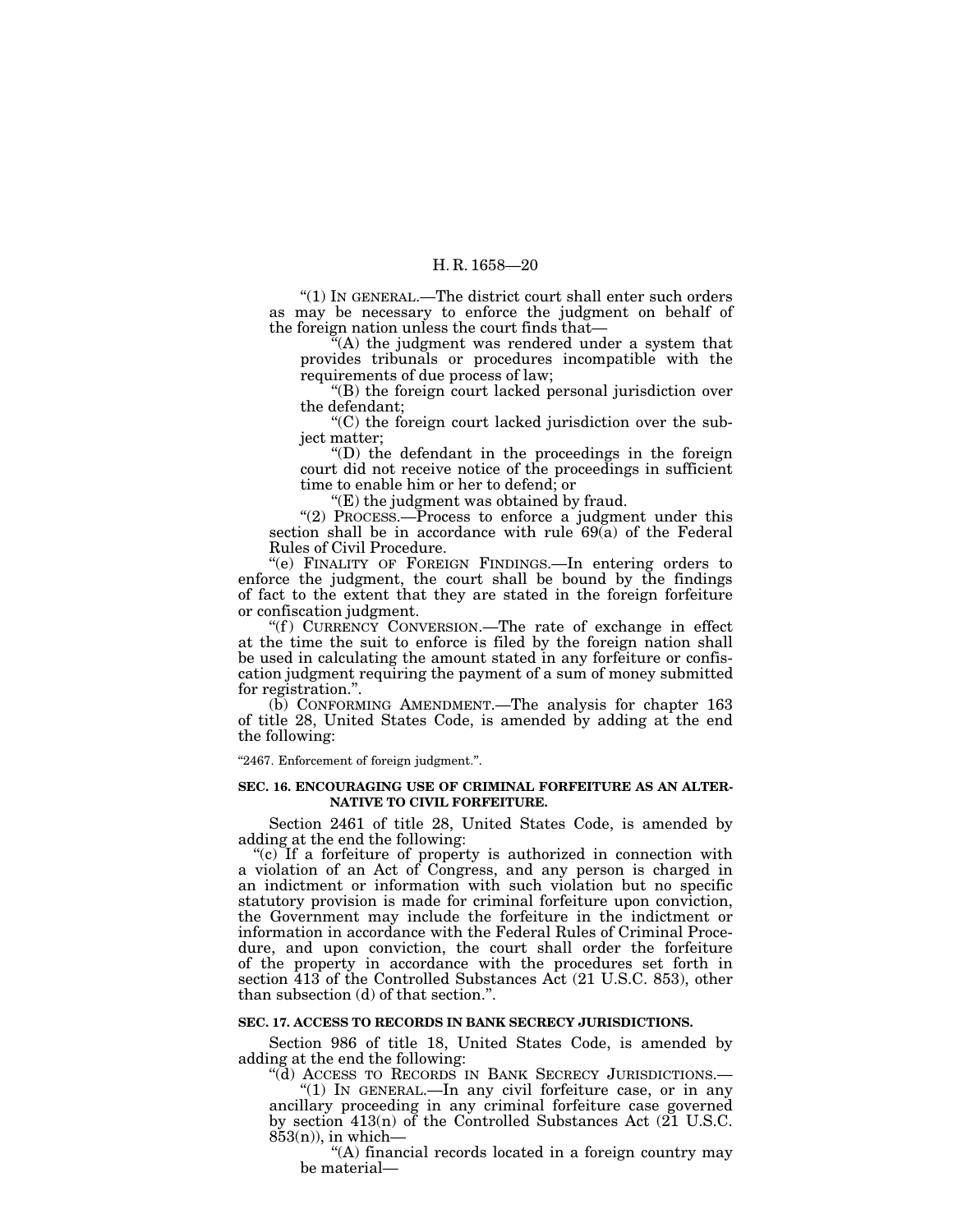"(1) IN GENERAL.—The district court shall enter such orders as may be necessary to enforce the judgment on behalf of the foreign nation unless the court finds that—

"(A) the judgment was rendered under a system that provides tribunals or procedures incompatible with the requirements of due process of law;

"(B) the foreign court lacked personal jurisdiction over the defendant;

"(C) the foreign court lacked jurisdiction over the subject matter;

"(D) the defendant in the proceedings in the foreign court did not receive notice of the proceedings in sufficient time to enable him or her to defend; or

"(E) the judgment was obtained by fraud.

"(2) PROCESS.—Process to enforce a judgment under this section shall be in accordance with rule 69(a) of the Federal Rules of Civil Procedure.

"(e) FINALITY OF FOREIGN FINDINGS.—In entering orders to enforce the judgment, the court shall be bound by the findings of fact to the extent that they are stated in the foreign forfeiture or confiscation judgment.

"(f) CURRENCY CONVERSION.—The rate of exchange in effect at the time the suit to enforce is filed by the foreign nation shall be used in calculating the amount stated in any forfeiture or confiscation judgment requiring the payment of a sum of money submitted for registration.".

(b) CONFORMING AMENDMENT.—The analysis for chapter 163 of title 28, United States Code, is amended by adding at the end the following:

"2467. Enforcement of foreign judgment.".

**SEC. 16. ENCOURAGING USE OF CRIMINAL FORFEITURE AS AN ALTERNATIVE TO CIVIL FORFEITURE.**

Section 2461 of title 28, United States Code, is amended by adding at the end the following:

"(c) If a forfeiture of property is authorized in connection with a violation of an Act of Congress, and any person is charged in an indictment or information with such violation but no specific statutory provision is made for criminal forfeiture upon conviction, the Government may include the forfeiture in the indictment or information in accordance with the Federal Rules of Criminal Procedure, and upon conviction, the court shall order the forfeiture of the property in accordance with the procedures set forth in section 413 of the Controlled Substances Act (21 U.S.C. 853), other than subsection (d) of that section.".

**SEC. 17. ACCESS TO RECORDS IN BANK SECRECY JURISDICTIONS.**

Section 986 of title 18, United States Code, is amended by adding at the end the following:

"(d) ACCESS TO RECORDS IN BANK SECRECY JURISDICTIONS.—

"(1) IN GENERAL.—In any civil forfeiture case, or in any ancillary proceeding in any criminal forfeiture case governed by section 413(n) of the Controlled Substances Act (21 U.S.C. 853(n)), in which—

"(A) financial records located in a foreign country may be material—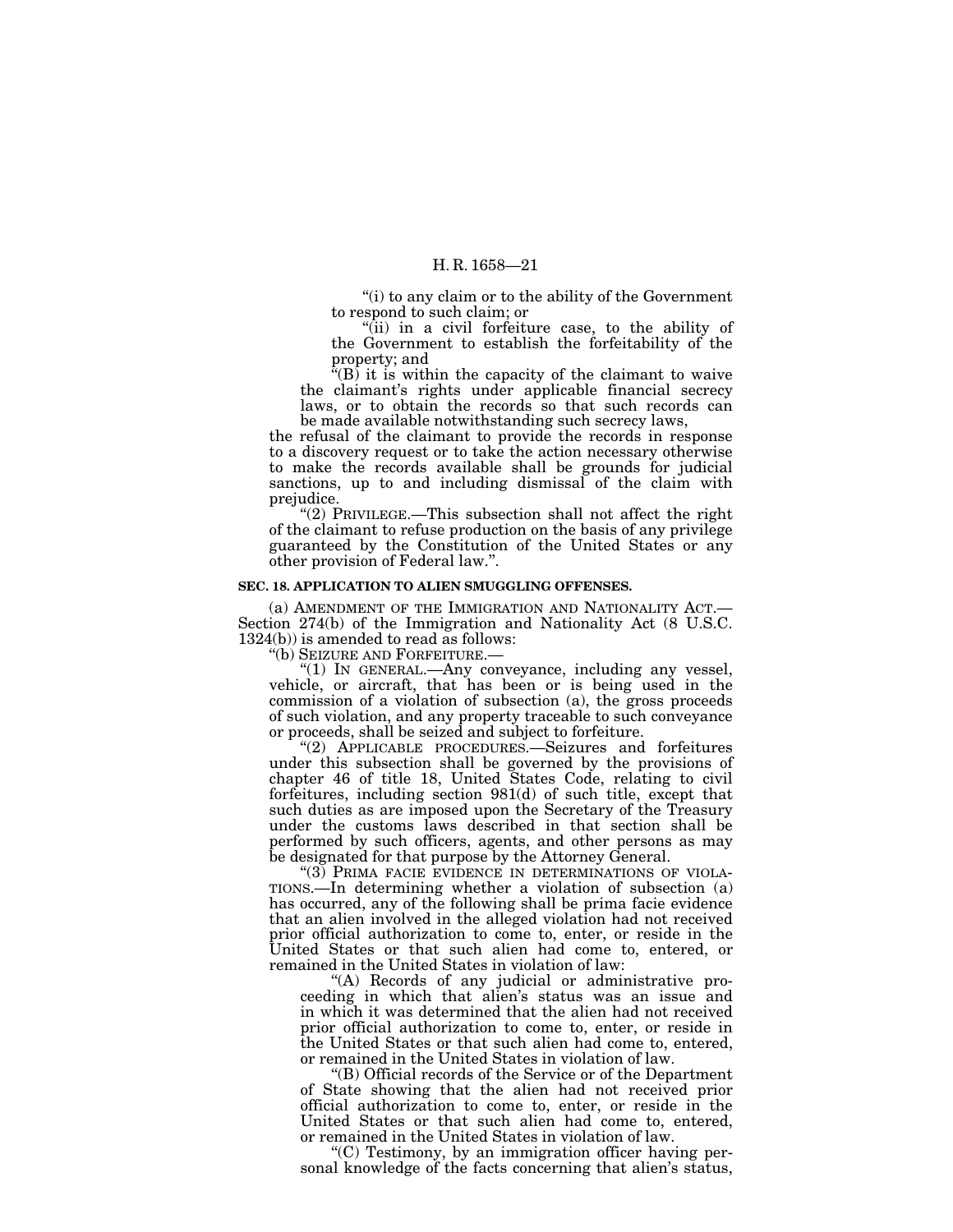"(i) to any claim or to the ability of the Government to respond to such claim; or

"(ii) in a civil forfeiture case, to the ability of the Government to establish the forfeitability of the property; and

"(B) it is within the capacity of the claimant to waive the claimant's rights under applicable financial secrecy laws, or to obtain the records so that such records can be made available notwithstanding such secrecy laws,

the refusal of the claimant to provide the records in response to a discovery request or to take the action necessary otherwise to make the records available shall be grounds for judicial sanctions, up to and including dismissal of the claim with prejudice.

"(2) PRIVILEGE.—This subsection shall not affect the right of the claimant to refuse production on the basis of any privilege guaranteed by the Constitution of the United States or any other provision of Federal law.".

**SEC. 18. APPLICATION TO ALIEN SMUGGLING OFFENSES.**

(a) AMENDMENT OF THE IMMIGRATION AND NATIONALITY ACT.—Section 274(b) of the Immigration and Nationality Act (8 U.S.C. 1324(b)) is amended to read as follows:

"(b) SEIZURE AND FORFEITURE.—

"(1) IN GENERAL.—Any conveyance, including any vessel, vehicle, or aircraft, that has been or is being used in the commission of a violation of subsection (a), the gross proceeds of such violation, and any property traceable to such conveyance or proceeds, shall be seized and subject to forfeiture.

"(2) APPLICABLE PROCEDURES.—Seizures and forfeitures under this subsection shall be governed by the provisions of chapter 46 of title 18, United States Code, relating to civil forfeitures, including section 981(d) of such title, except that such duties as are imposed upon the Secretary of the Treasury under the customs laws described in that section shall be performed by such officers, agents, and other persons as may be designated for that purpose by the Attorney General.

"(3) PRIMA FACIE EVIDENCE IN DETERMINATIONS OF VIOLATIONS.—In determining whether a violation of subsection (a) has occurred, any of the following shall be prima facie evidence that an alien involved in the alleged violation had not received prior official authorization to come to, enter, or reside in the United States or that such alien had come to, entered, or remained in the United States in violation of law:

"(A) Records of any judicial or administrative proceeding in which that alien's status was an issue and in which it was determined that the alien had not received prior official authorization to come to, enter, or reside in the United States or that such alien had come to, entered, or remained in the United States in violation of law.

"(B) Official records of the Service or of the Department of State showing that the alien had not received prior official authorization to come to, enter, or reside in the United States or that such alien had come to, entered, or remained in the United States in violation of law.

"(C) Testimony, by an immigration officer having personal knowledge of the facts concerning that alien's status,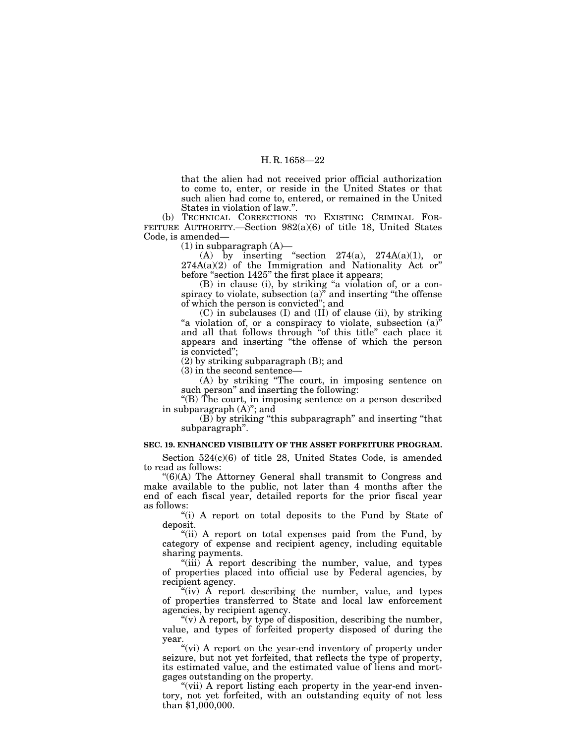that the alien had not received prior official authorization to come to, enter, or reside in the United States or that such alien had come to, entered, or remained in the United States in violation of law.".

(b) TECHNICAL CORRECTIONS TO EXISTING CRIMINAL FORFEITURE AUTHORITY.—Section 982(a)(6) of title 18, United States Code, is amended—

(1) in subparagraph (A)—

(A) by inserting "section 274(a), 274A(a)(1), or 274A(a)(2) of the Immigration and Nationality Act or" before "section 1425" the first place it appears;

(B) in clause (i), by striking "a violation of, or a conspiracy to violate, subsection (a)" and inserting "the offense of which the person is convicted"; and

(C) in subclauses (I) and (II) of clause (ii), by striking "a violation of, or a conspiracy to violate, subsection (a)" and all that follows through "of this title" each place it appears and inserting "the offense of which the person is convicted";

(2) by striking subparagraph (B); and

(3) in the second sentence—

(A) by striking "The court, in imposing sentence on such person" and inserting the following:

"(B) The court, in imposing sentence on a person described in subparagraph (A)"; and

(B) by striking "this subparagraph" and inserting "that subparagraph".

**SEC. 19. ENHANCED VISIBILITY OF THE ASSET FORFEITURE PROGRAM.**

Section 524(c)(6) of title 28, United States Code, is amended to read as follows:

"(6)(A) The Attorney General shall transmit to Congress and make available to the public, not later than 4 months after the end of each fiscal year, detailed reports for the prior fiscal year as follows:

"(i) A report on total deposits to the Fund by State of deposit.

"(ii) A report on total expenses paid from the Fund, by category of expense and recipient agency, including equitable sharing payments.

"(iii) A report describing the number, value, and types of properties placed into official use by Federal agencies, by recipient agency.

"(iv) A report describing the number, value, and types of properties transferred to State and local law enforcement agencies, by recipient agency.

"(v) A report, by type of disposition, describing the number, value, and types of forfeited property disposed of during the year.

"(vi) A report on the year-end inventory of property under seizure, but not yet forfeited, that reflects the type of property, its estimated value, and the estimated value of liens and mortgages outstanding on the property.

"(vii) A report listing each property in the year-end inventory, not yet forfeited, with an outstanding equity of not less than $1,000,000.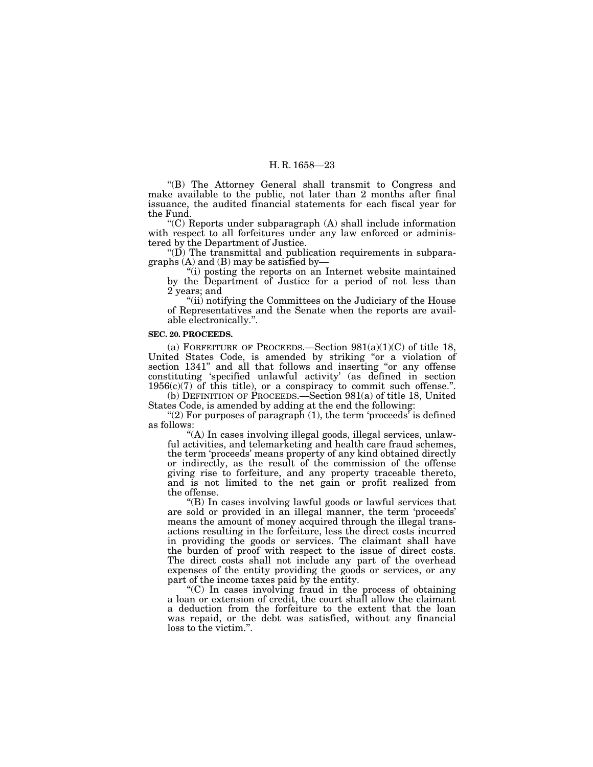"(B) The Attorney General shall transmit to Congress and make available to the public, not later than 2 months after final issuance, the audited financial statements for each fiscal year for the Fund.

"(C) Reports under subparagraph (A) shall include information with respect to all forfeitures under any law enforced or administered by the Department of Justice.

"(D) The transmittal and publication requirements in subparagraphs (A) and (B) may be satisfied by—

"(i) posting the reports on an Internet website maintained by the Department of Justice for a period of not less than 2 years; and

"(ii) notifying the Committees on the Judiciary of the House of Representatives and the Senate when the reports are available electronically.".

**SEC. 20. PROCEEDS.**

(a) FORFEITURE OF PROCEEDS.—Section 981(a)(1)(C) of title 18, United States Code, is amended by striking "or a violation of section 1341" and all that follows and inserting "or any offense constituting 'specified unlawful activity' (as defined in section 1956(c)(7) of this title), or a conspiracy to commit such offense.".

(b) DEFINITION OF PROCEEDS.—Section 981(a) of title 18, United States Code, is amended by adding at the end the following:

"(2) For purposes of paragraph (1), the term 'proceeds' is defined as follows:

"(A) In cases involving illegal goods, illegal services, unlawful activities, and telemarketing and health care fraud schemes, the term 'proceeds' means property of any kind obtained directly or indirectly, as the result of the commission of the offense giving rise to forfeiture, and any property traceable thereto, and is not limited to the net gain or profit realized from the offense.

"(B) In cases involving lawful goods or lawful services that are sold or provided in an illegal manner, the term 'proceeds' means the amount of money acquired through the illegal transactions resulting in the forfeiture, less the direct costs incurred in providing the goods or services. The claimant shall have the burden of proof with respect to the issue of direct costs. The direct costs shall not include any part of the overhead expenses of the entity providing the goods or services, or any part of the income taxes paid by the entity.

"(C) In cases involving fraud in the process of obtaining a loan or extension of credit, the court shall allow the claimant a deduction from the forfeiture to the extent that the loan was repaid, or the debt was satisfied, without any financial loss to the victim.".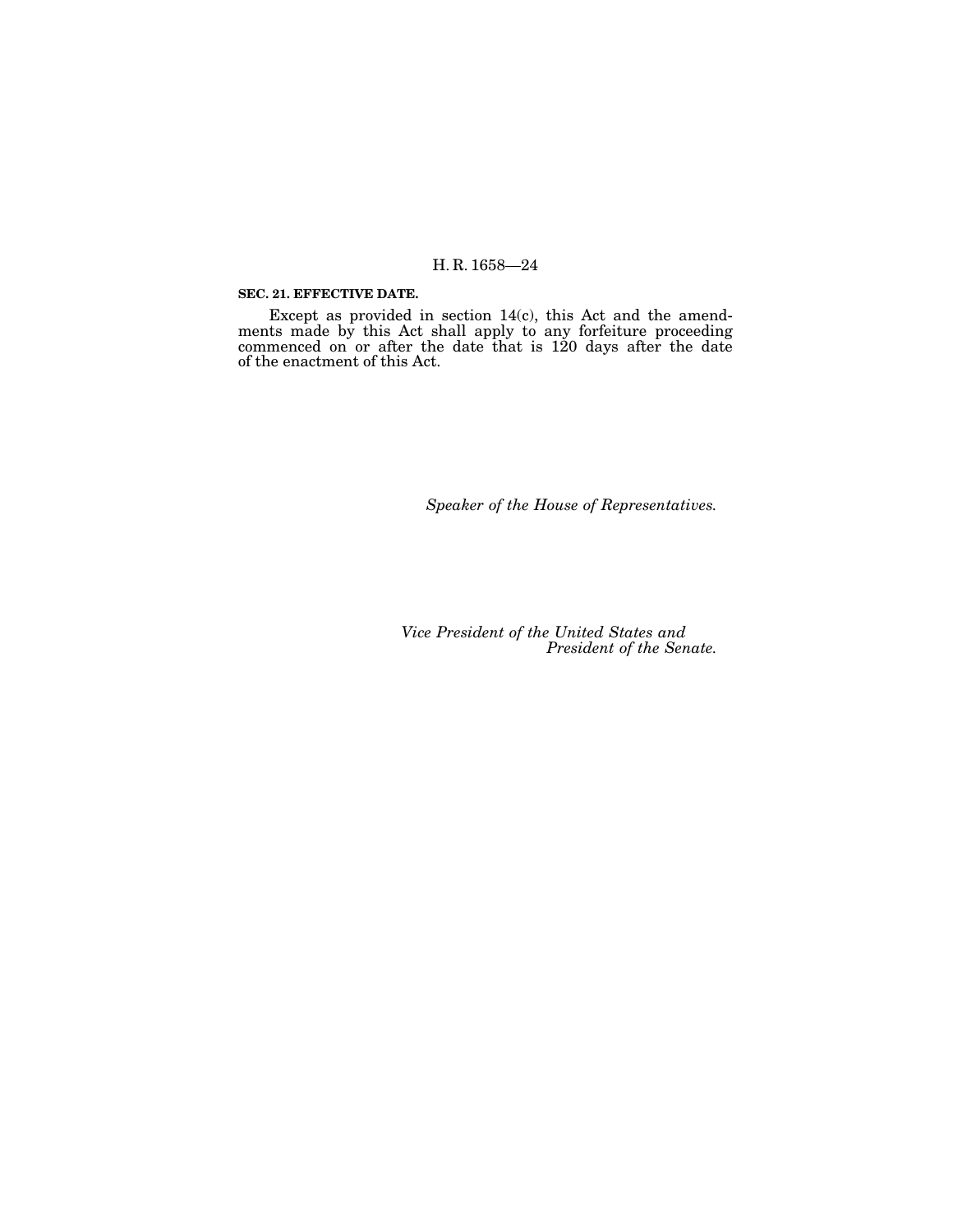**SEC. 21. EFFECTIVE DATE.**

Except as provided in section 14(c), this Act and the amendments made by this Act shall apply to any forfeiture proceeding commenced on or after the date that is 120 days after the date of the enactment of this Act.

*Speaker of the House of Representatives.*

*Vice President of the United States and President of the Senate.*